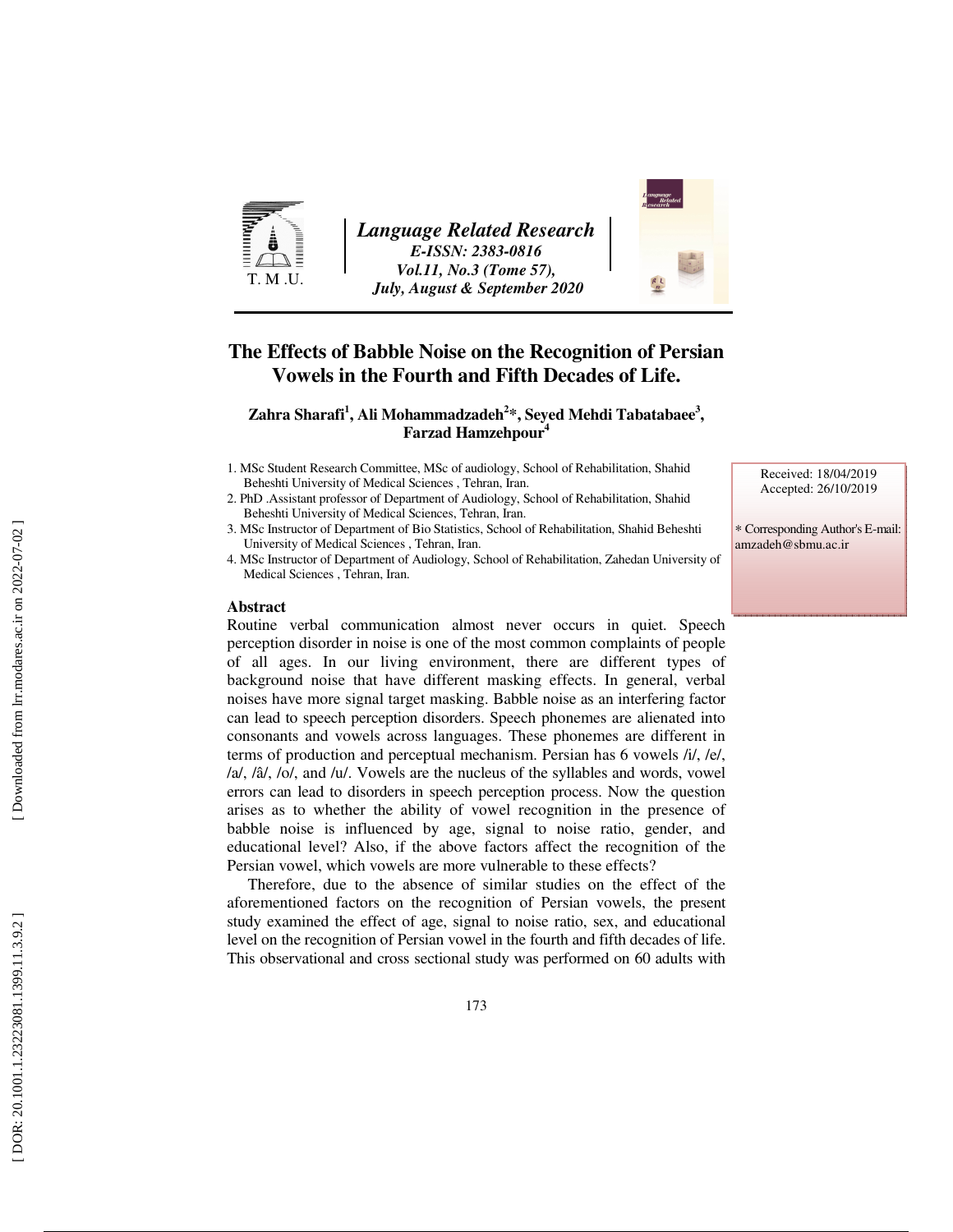# The Effects of Babble Noise on the Recognition of Persian Vowels in the Fourth and Fifth Decades of Life.

**Zahra Sharafi[1], Ali Mohammadzadeh[2]*, Seyed Mehdi Tabatabaee[3], Farzad Hamzehpour[4]**

1. MSc Student Research Committee, MSc of audiology, School of Rehabilitation, Shahid Beheshti University of Medical Sciences , Tehran, Iran.
2. PhD .Assistant professor of Department of Audiology, School of Rehabilitation, Shahid Beheshti University of Medical Sciences, Tehran, Iran.
3. MSc Instructor of Department of Bio Statistics, School of Rehabilitation, Shahid Beheshti University of Medical Sciences , Tehran, Iran.
4. MSc Instructor of Department of Audiology, School of Rehabilitation, Zahedan University of Medical Sciences , Tehran, Iran.

Received: 18/04/2019
Accepted: 26/10/2019

* Corresponding Author's E-mail: amzadeh@sbmu.ac.ir

## Abstract

Routine verbal communication almost never occurs in quiet. Speech perception disorder in noise is one of the most common complaints of people of all ages. In our living environment, there are different types of background noise that have different masking effects. In general, verbal noises have more signal target masking. Babble noise as an interfering factor can lead to speech perception disorders. Speech phonemes are alienated into consonants and vowels across languages. These phonemes are different in terms of production and perceptual mechanism. Persian has 6 vowels /i/, /e/, /a/, /â/, /o/, and /u/. Vowels are the nucleus of the syllables and words, vowel errors can lead to disorders in speech perception process. Now the question arises as to whether the ability of vowel recognition in the presence of babble noise is influenced by age, signal to noise ratio, gender, and educational level? Also, if the above factors affect the recognition of the Persian vowel, which vowels are more vulnerable to these effects?

Therefore, due to the absence of similar studies on the effect of the aforementioned factors on the recognition of Persian vowels, the present study examined the effect of age, signal to noise ratio, sex, and educational level on the recognition of Persian vowel in the fourth and fifth decades of life. This observational and cross sectional study was performed on 60 adults with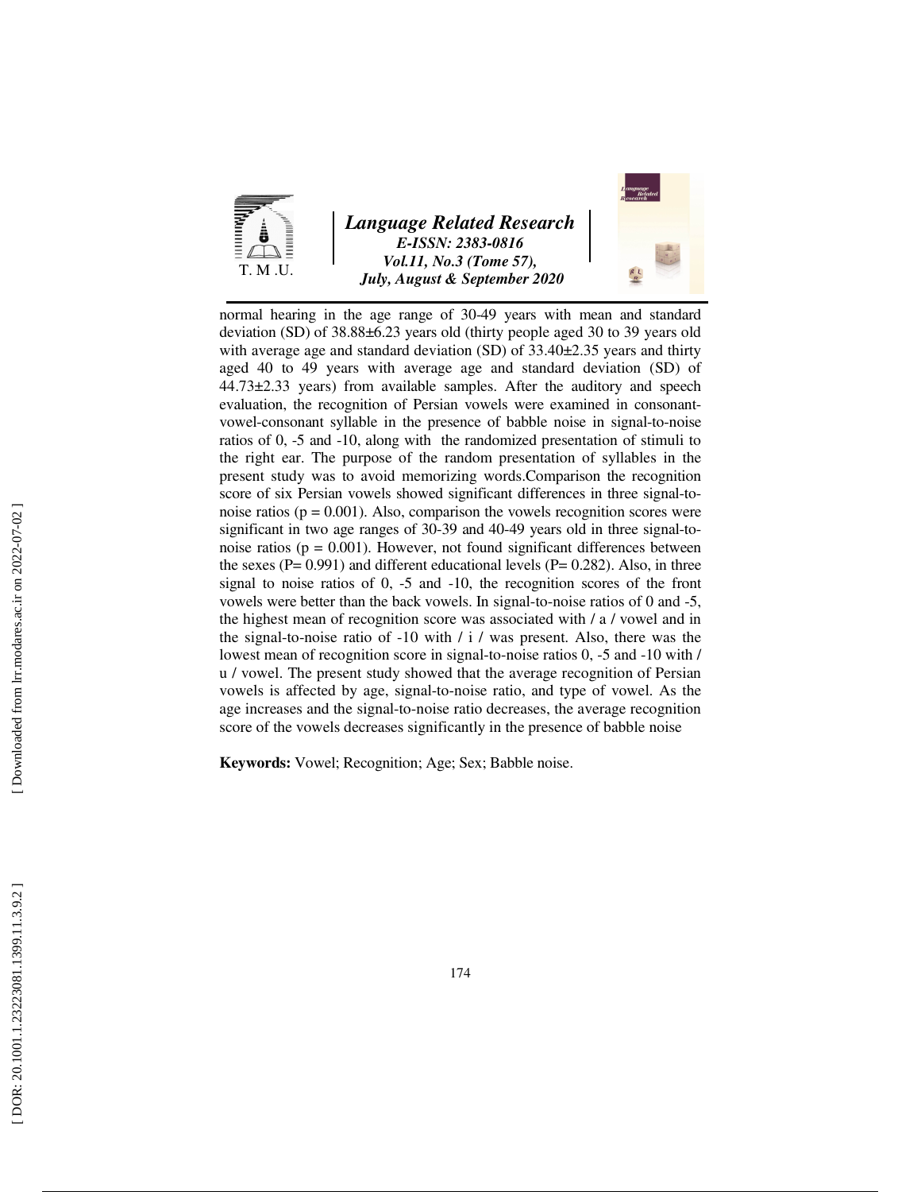normal hearing in the age range of 30-49 years with mean and standard deviation (SD) of 38.88±6.23 years old (thirty people aged 30 to 39 years old with average age and standard deviation (SD) of 33.40±2.35 years and thirty aged 40 to 49 years with average age and standard deviation (SD) of 44.73±2.33 years) from available samples. After the auditory and speech evaluation, the recognition of Persian vowels were examined in consonant-vowel-consonant syllable in the presence of babble noise in signal-to-noise ratios of 0, -5 and -10, along with the randomized presentation of stimuli to the right ear. The purpose of the random presentation of syllables in the present study was to avoid memorizing words.Comparison the recognition score of six Persian vowels showed significant differences in three signal-to-noise ratios (p = 0.001). Also, comparison the vowels recognition scores were significant in two age ranges of 30-39 and 40-49 years old in three signal-to-noise ratios (p = 0.001). However, not found significant differences between the sexes (P= 0.991) and different educational levels (P= 0.282). Also, in three signal to noise ratios of 0, -5 and -10, the recognition scores of the front vowels were better than the back vowels. In signal-to-noise ratios of 0 and -5, the highest mean of recognition score was associated with / a / vowel and in the signal-to-noise ratio of -10 with / i / was present. Also, there was the lowest mean of recognition score in signal-to-noise ratios 0, -5 and -10 with / u / vowel. The present study showed that the average recognition of Persian vowels is affected by age, signal-to-noise ratio, and type of vowel. As the age increases and the signal-to-noise ratio decreases, the average recognition score of the vowels decreases significantly in the presence of babble noise

**Keywords:** Vowel; Recognition; Age; Sex; Babble noise.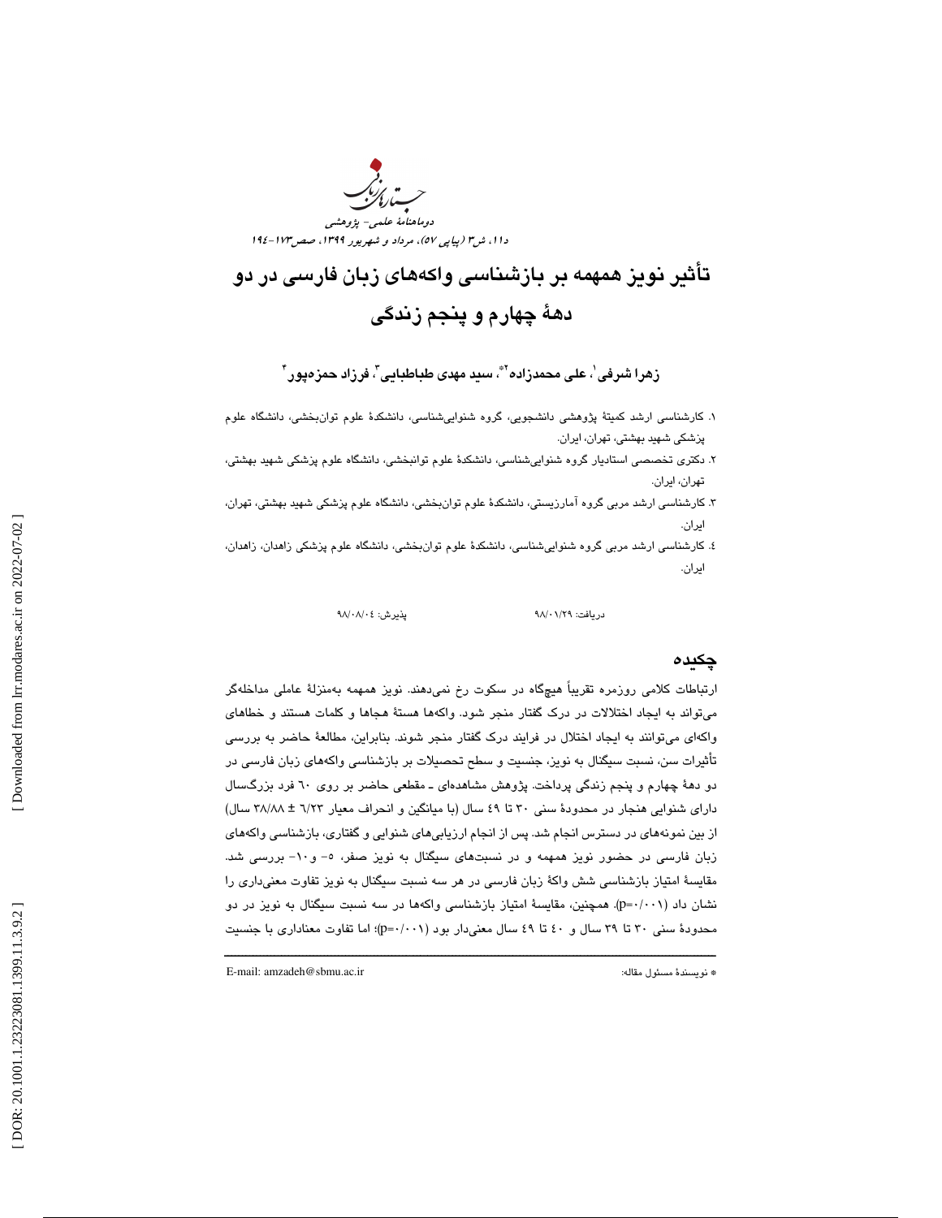# تأثیر نویز همهمه بر بازشناسی واکه‌های زبان فارسی در دو دهۀ چهارم و پنجم زندگی

**زهرا شرفی[1]، علی محمدزاده[2*]، سید مهدی طباطبایی[3]، فرزاد حمزه‌پور[4]**

۱. کارشناسی ارشد کمیتۀ پژوهشی دانشجویی، گروه شنوایی‌شناسی، دانشکدۀ علوم توان‌بخشی، دانشگاه علوم پزشکی شهید بهشتی، تهران، ایران.

۲. دکتری تخصصی استادیار گروه شنوایی‌شناسی، دانشکدۀ علوم توانبخشی، دانشگاه علوم پزشکی شهید بهشتی، تهران، ایران.

۳. کارشناسی ارشد مربی گروه آمارزیستی، دانشکدۀ علوم توان‌بخشی، دانشگاه علوم پزشکی شهید بهشتی، تهران، ایران.

۴. کارشناسی ارشد مربی گروه شنوایی‌شناسی، دانشکدۀ علوم توان‌بخشی، دانشگاه علوم پزشکی زاهدان، زاهدان، ایران.

دریافت: ۹۸/۰۱/۲۹ پذیرش: ۹۸/۰۸/۰۴

## چکیده

ارتباطات کلامی روزمره تقریباً هیچ‌گاه در سکوت رخ نمی‌دهند. نویز همهمه به‌منزلۀ عاملی مداخله‌گر می‌تواند به ایجاد اختلالات در درک گفتار منجر شود. واکه‌ها هستۀ هجاها و کلمات هستند و خطاهای واکه‌ای می‌توانند به ایجاد اختلال در فرایند درک گفتار منجر شوند. بنابراین، مطالعۀ حاضر به بررسی تأثیرات سن، نسبت سیگنال به نویز، جنسیت و سطح تحصیلات بر بازشناسی واکه‌های زبان فارسی در دو دهۀ چهارم و پنجم زندگی پرداخت. پژوهش مشاهده‌ای ـ مقطعی حاضر بر روی ۶۰ فرد بزرگسال دارای شنوایی هنجار در محدودۀ سنی ۳۰ تا ۴۹ سال (با میانگین و انحراف معیار ۶/۲۳ ± ۳۸/۸۸ سال) از بین نمونه‌های در دسترس انجام شد. پس از انجام ارزیابی‌های شنوایی و گفتاری، بازشناسی واکه‌های زبان فارسی در حضور نویز همهمه و در نسبت‌های سیگنال به نویز صفر، ۵- و۱۰- بررسی شد. مقایسۀ امتیاز بازشناسی شش واکۀ زبان فارسی در هر سه نسبت سیگنال به نویز تفاوت معنی‌داری را نشان داد ($p=0/001$). همچنین، مقایسۀ امتیاز بازشناسی واکه‌ها در سه نسبت سیگنال به نویز در دو محدودۀ سنی ۳۰ تا ۳۹ سال و ۴۰ تا ۴۹ سال معنی‌دار بود ($p=0/001$)؛ اما تفاوت معناداری با جنسیت

---

* نویسندۀ مسئول مقاله: E-mail: amzadeh@sbmu.ac.ir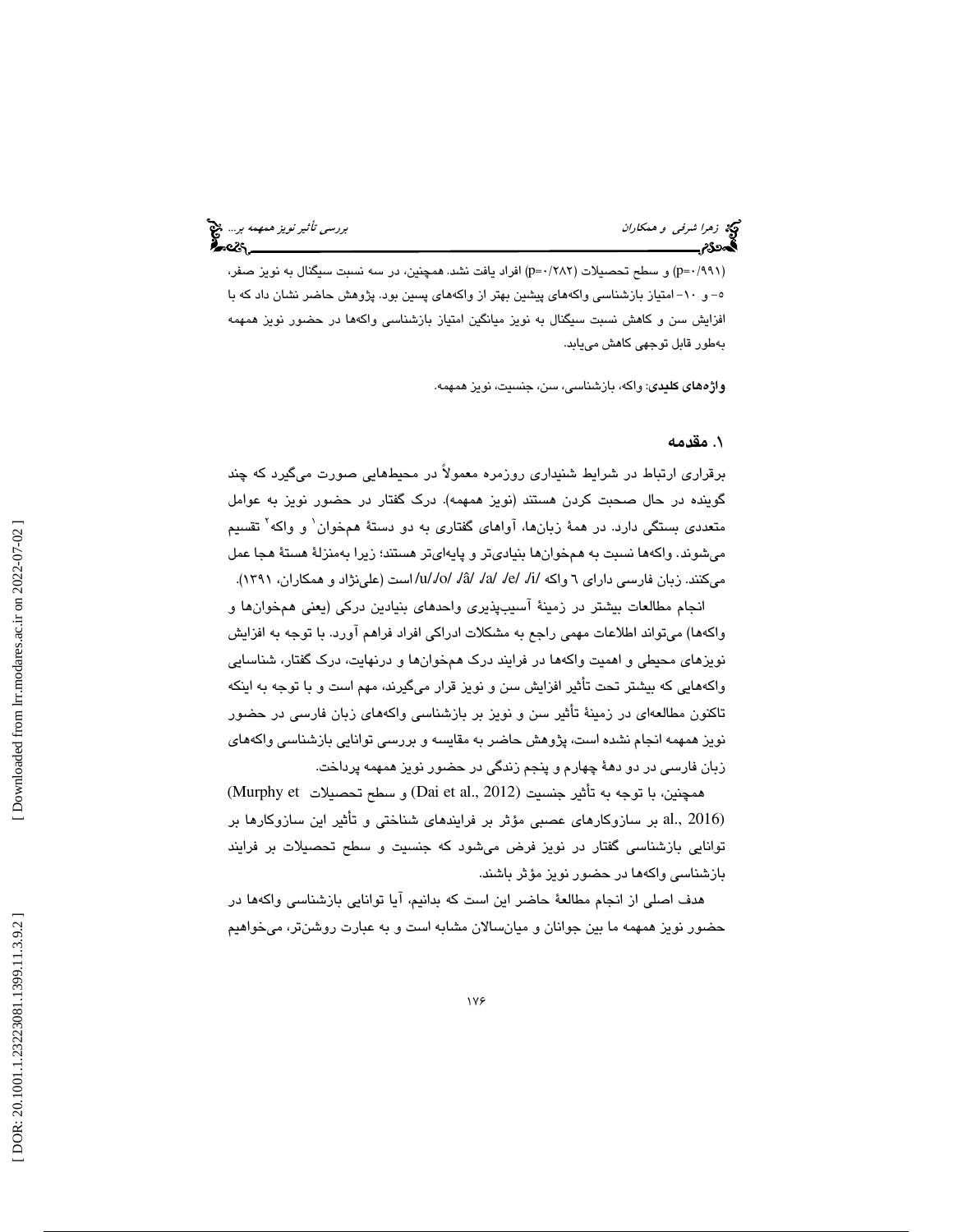(p=۰/۹۹۱) و سطح تحصیلات (p=۰/۲۸۲) افراد یافت نشد. همچنین، در سه نسبت سیگنال به نویز صفر، ۵- و ۱۰- امتیاز بازشناسی واکه‌های پیشین بهتر از واکه‌های پسین بود. پژوهش حاضر نشان داد که با افزایش سن و کاهش نسبت سیگنال به نویز میانگین امتیاز بازشناسی واکه‌ها در حضور نویز همهمه به‌طور قابل توجهی کاهش می‌یابد.

**واژه‌های کلیدی:** واکه، بازشناسی، سن، جنسیت، نویز همهمه.

## ۱. مقدمه

برقراری ارتباط در شرایط شنیداری روزمره معمولاً در محیطهایی صورت می‌گیرد که چند گوینده در حال صحبت کردن هستند (نویز همهمه). درک گفتار در حضور نویز به عوامل متعددی بستگی دارد. در همهٔ زبان‌ها، آواهای گفتاری به دو دستهٔ همخوان[1] و واکه[2] تقسیم می‌شوند. واکه‌ها نسبت به همخوان‌ها بنیادی‌تر و پایه‌ای‌تر هستند؛ زیرا به‌منزلهٔ هستهٔ هجا عمل می‌کنند. زبان فارسی دارای ٦ واکه /i/، /e/، /a/، /â/، /o/، /u/ است (علی‌نژاد و همکاران، ۱۳۹۱).

انجام مطالعات بیشتر در زمینهٔ آسیب‌پذیری واحدهای بنیادین درکی (یعنی همخوان‌ها و واکه‌ها) می‌تواند اطلاعات مهمی راجع به مشکلات ادراکی افراد فراهم آورد. با توجه به افزایش نویزهای محیطی و اهمیت واکه‌ها در فرایند درک همخوان‌ها و درنهایت، درک گفتار، شناسایی واکه‌هایی که بیشتر تحت تأثیر افزایش سن و نویز قرار می‌گیرند، مهم است و با توجه به اینکه تاکنون مطالعه‌ای در زمینهٔ تأثیر سن و نویز بر بازشناسی واکه‌های زبان فارسی در حضور نویز همهمه انجام نشده است، پژوهش حاضر به مقایسه و بررسی توانایی بازشناسی واکه‌های زبان فارسی در دو دههٔ چهارم و پنجم زندگی در حضور نویز همهمه پرداخت.

همچنین، با توجه به تأثیر جنسیت (Dai et al., 2012) و سطح تحصیلات (Murphy et al., 2016) بر سازوکارهای عصبی مؤثر بر فرایندهای شناختی و تأثیر این سازوکارها بر توانایی بازشناسی گفتار در نویز فرض می‌شود که جنسیت و سطح تحصیلات بر فرایند بازشناسی واکه‌ها در حضور نویز مؤثر باشند.

هدف اصلی از انجام مطالعهٔ حاضر این است که بدانیم، آیا توانایی بازشناسی واکه‌ها در حضور نویز همهمه ما بین جوانان و میان‌سالان مشابه است و به عبارت روشن‌تر، می‌خواهیم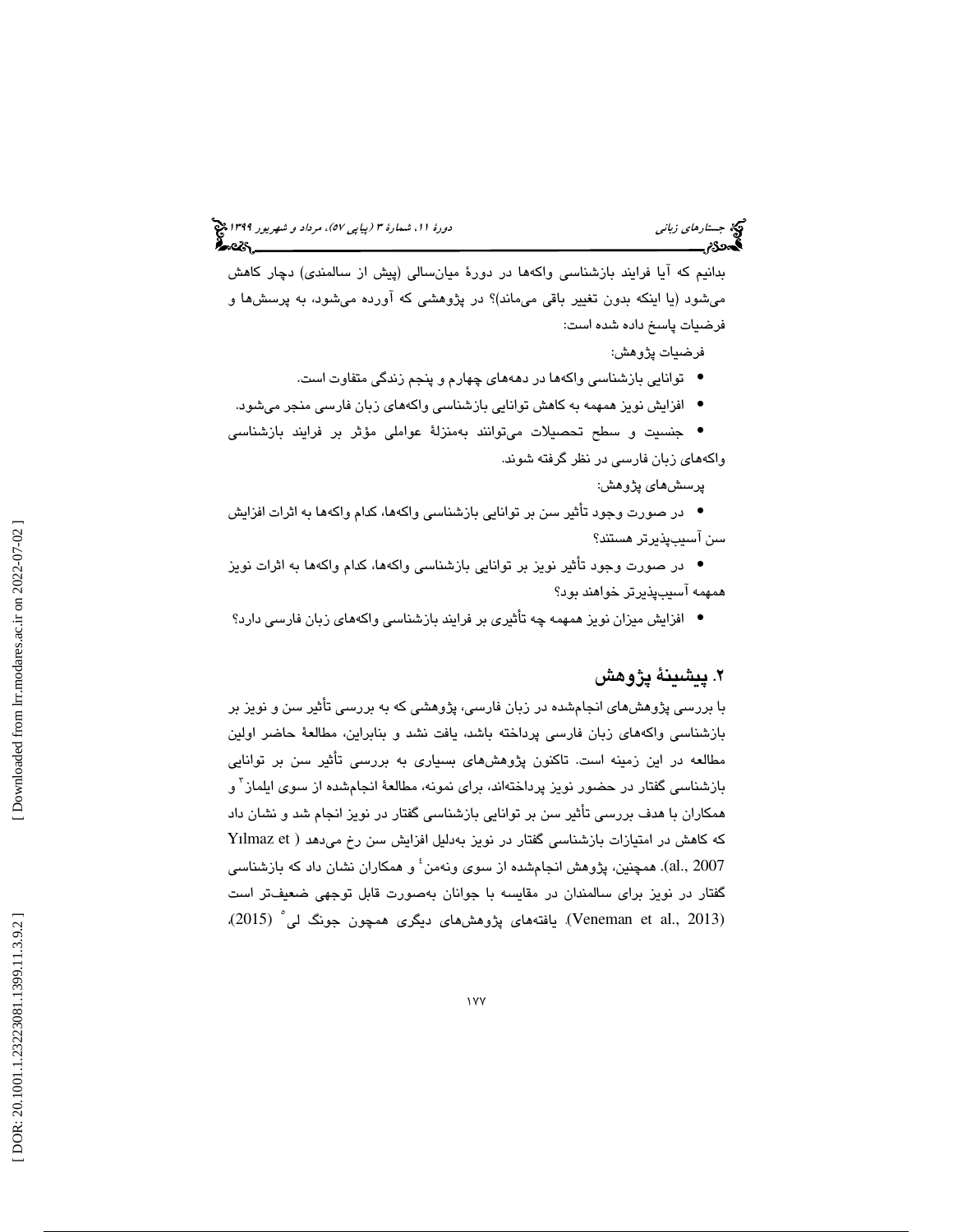بدانیم که آیا فرایند بازشناسی واکه‌ها در دورهٔ میان‌سالی (پیش از سالمندی) دچار کاهش می‌شود (یا اینکه بدون تغییر باقی می‌ماند)؟ در پژوهشی که آورده می‌شود، به پرسش‌ها و فرضیات پاسخ داده شده است:

فرضیات پژوهش:

- توانایی بازشناسی واکه‌ها در دهه‌های چهارم و پنجم زندگی متفاوت است.
- افزایش نویز همهمه به کاهش توانایی بازشناسی واکه‌های زبان فارسی منجر می‌شود.
- جنسیت و سطح تحصیلات می‌توانند به‌منزلهٔ عواملی مؤثر بر فرایند بازشناسی واکه‌های زبان فارسی در نظر گرفته شوند.

پرسش‌های پژوهش:

- در صورت وجود تأثیر سن بر توانایی بازشناسی واکه‌ها، کدام واکه‌ها به اثرات افزایش سن آسیب‌پذیرتر هستند؟
- در صورت وجود تأثیر نویز بر توانایی بازشناسی واکه‌ها، کدام واکه‌ها به اثرات نویز همهمه آسیب‌پذیرتر خواهند بود؟
- افزایش میزان نویز همهمه چه تأثیری بر فرایند بازشناسی واکه‌های زبان فارسی دارد؟

## ۲. پیشینهٔ پژوهش

با بررسی پژوهش‌های انجام‌شده در زبان فارسی، پژوهشی که به بررسی تأثیر سن و نویز بر بازشناسی واکه‌های زبان فارسی پرداخته باشد، یافت نشد و بنابراین، مطالعهٔ حاضر اولین مطالعه در این زمینه است. تاکنون پژوهش‌های بسیاری به بررسی تأثیر سن بر توانایی بازشناسی گفتار در حضور نویز پرداخته‌اند، برای نمونه، مطالعهٔ انجام‌شده از سوی ایلماز[۳] و همکاران با هدف بررسی تأثیر سن بر توانایی بازشناسی گفتار در نویز انجام شد و نشان داد که کاهش در امتیازات بازشناسی گفتار در نویز به‌دلیل افزایش سن رخ می‌دهد (Yılmaz et al., 2007). همچنین، پژوهش انجام‌شده از سوی ونه‌من[۴] و همکاران نشان داد که بازشناسی گفتار در نویز برای سالمندان در مقایسه با جوانان به‌صورت قابل توجهی ضعیف‌تر است (Veneman et al., 2013). یافته‌های پژوهش‌های دیگری همچون جونگ لی[۵] (2015)،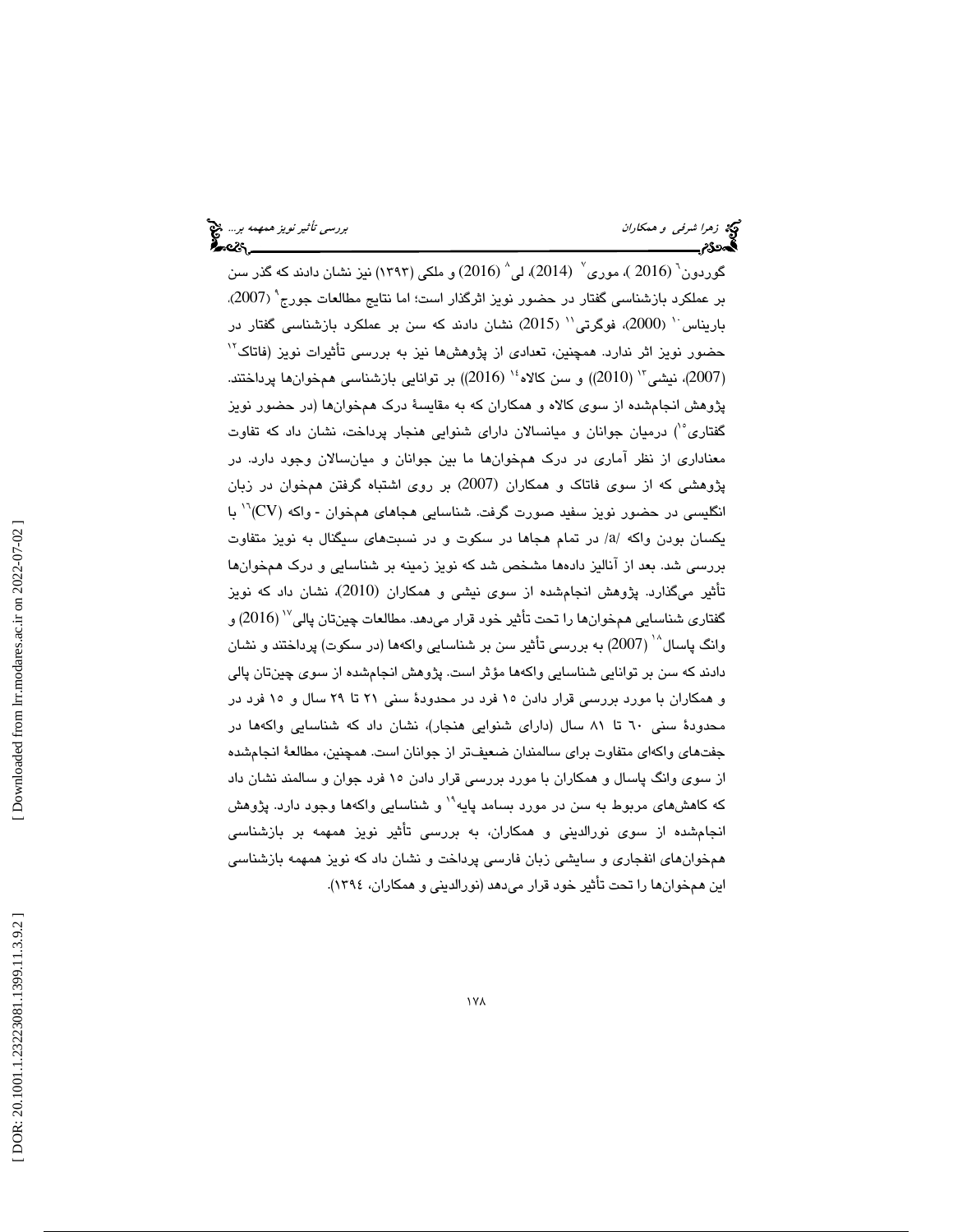گوردون[6] (2016 )، موری[7] (2014)، لی[8] (2016) و ملکی (۱۳۹۳) نیز نشان دادند که گذر سن بر عملکرد بازشناسی گفتار در حضور نویز اثرگذار است؛ اما نتایج مطالعات جورج[9] (2007)، بارنیاس[10] (2000)، فوگرتی[11] (2015) نشان دادند که سن بر عملکرد بازشناسی گفتار در حضور نویز اثر ندارد. همچنین، تعدادی از پژوهش‌ها نیز به بررسی تأثیرات نویز (فاتاک[12] (2007)، نیشی[13] (2010)) و سن کالاه[14] (2016)) بر توانایی بازشناسی همخوان‌ها پرداختند. پژوهش انجام‌شده از سوی کالاه و همکاران که به مقایسهٔ درک همخوان‌ها (در حضور نویز گفتاری[15]) درمیان جوانان و میانسالان دارای شنوایی هنجار پرداخت، نشان داد که تفاوت معناداری از نظر آماری در درک همخوان‌ها ما بین جوانان و میان‌سالان وجود دارد. در پژوهشی که از سوی فاتاک و همکاران (2007) بر روی اشتباه گرفتن همخوان در زبان انگلیسی در حضور نویز سفید صورت گرفت. شناسایی هجاهای همخوان - واکه (CV)[16] با یکسان بودن واکه /a/ در تمام هجاها در سکوت و در نسبت‌های سیگنال به نویز متفاوت بررسی شد. بعد از آنالیز داده‌ها مشخص شد که نویز زمینه بر شناسایی و درک همخوان‌ها تأثیر می‌گذارد. پژوهش انجام‌شده از سوی نیشی و همکاران (2010)، نشان داد که نویز گفتاری شناسایی همخوان‌ها را تحت تأثیر خود قرار می‌دهد. مطالعات چین‌تان پالی[17] (2016) و وانگ پاسال[18] (2007) به بررسی تأثیر سن بر شناسایی واکه‌ها (در سکوت) پرداختند و نشان دادند که سن بر توانایی شناسایی واکه‌ها مؤثر است. پژوهش انجام‌شده از سوی چین‌تان پالی و همکاران با مورد بررسی قرار دادن ۱۵ فرد در محدودهٔ سنی ۲۱ تا ۲۹ سال و ۱۵ فرد در محدودهٔ سنی ٦۰ تا ۸۱ سال (دارای شنوایی هنجار)، نشان داد که شناسایی واکه‌ها در جفت‌های واکه‌ای متفاوت برای سالمندان ضعیف‌تر از جوانان است. همچنین، مطالعهٔ انجام‌شده از سوی وانگ پاسال و همکاران با مورد بررسی قرار دادن ۱۵ فرد جوان و سالمند نشان داد که کاهش‌های مربوط به سن در مورد بسامد پایه[19] و شناسایی واکه‌ها وجود دارد. پژوهش انجام‌شده از سوی نورالدینی و همکاران، به بررسی تأثیر نویز همهمه بر بازشناسی همخوان‌های انفجاری و سایشی زبان فارسی پرداخت و نشان داد که نویز همهمه بازشناسی این همخوان‌ها را تحت تأثیر خود قرار می‌دهد (نورالدینی و همکاران، ۱۳۹٤).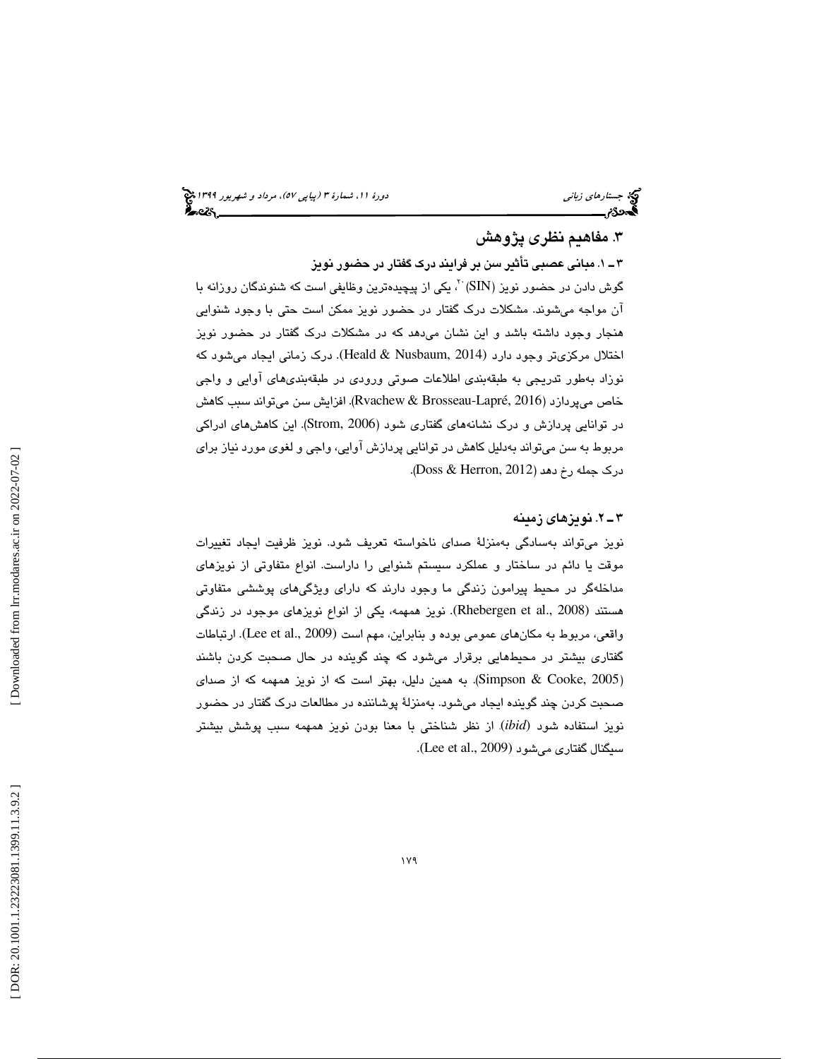## ۳. مفاهیم نظری پژوهش

### ۳ـ ۱. مبانی عصبی تأثیر سن بر فرایند درک گفتار در حضور نویز

گوش دادن در حضور نویز (SIN)[20]، یکی از پیچیده‌ترین وظایفی است که شنوندگان روزانه با آن مواجه می‌شوند. مشکلات درک گفتار در حضور نویز ممکن است حتی با وجود شنوایی هنجار وجود داشته باشد و این نشان می‌دهد که در مشکلات درک گفتار در حضور نویز اختلال مرکزی‌تر وجود دارد (Heald & Nusbaum, 2014). درک زمانی ایجاد می‌شود که نوزاد به‌طور تدریجی به طبقه‌بندی اطلاعات صوتی ورودی در طبقه‌بندی‌های آوایی و واجی خاص می‌پردازد (Rvachew & Brosseau-Lapré, 2016). افزایش سن می‌تواند سبب کاهش در توانایی پردازش و درک نشانه‌های گفتاری شود (Strom, 2006). این کاهش‌های ادراکی مربوط به سن می‌تواند به‌دلیل کاهش در توانایی پردازش آوایی، واجی و لغوی مورد نیاز برای درک جمله رخ دهد (Doss & Herron, 2012).

### ۳ـ ۲. نویزهای زمینه

نویز می‌تواند به‌سادگی به‌منزلهٔ صدای ناخواسته تعریف شود. نویز ظرفیت ایجاد تغییرات موقت یا دائم در ساختار و عملکرد سیستم شنوایی را داراست. انواع متفاوتی از نویزهای مداخله‌گر در محیط پیرامون زندگی ما وجود دارند که دارای ویژگی‌های پوششی متفاوتی هستند (Rhebergen et al., 2008). نویز همهمه، یکی از انواع نویزهای موجود در زندگی واقعی، مربوط به مکان‌های عمومی بوده و بنابراین، مهم است (Lee et al., 2009). ارتباطات گفتاری بیشتر در محیط‌هایی برقرار می‌شود که چند گوینده در حال صحبت کردن باشند (Simpson & Cooke, 2005). به همین دلیل، بهتر است که از نویز همهمه که از صدای صحبت کردن چند گوینده ایجاد می‌شود. به‌منزلهٔ پوشاننده در مطالعات درک گفتار در حضور نویز استفاده شود (*ibid*). از نظر شناختی با معنا بودن نویز همهمه سبب پوشش بیشتر سیگنال گفتاری می‌شود (Lee et al., 2009).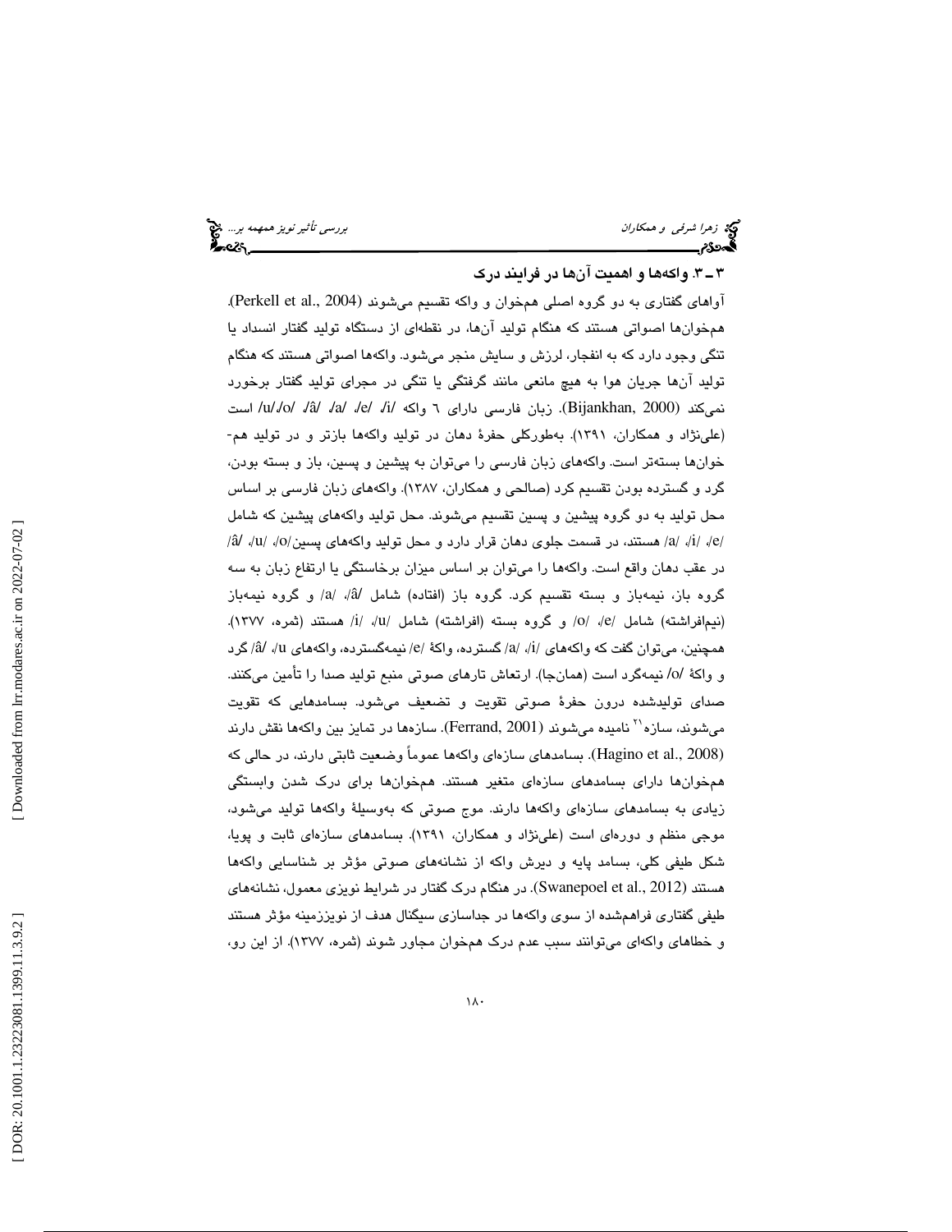## ۳ـ ۳. واکه‌ها و اهمیت آن‌ها در فرایند درک

آواهای گفتاری به دو گروه اصلی همخوان و واکه تقسیم می‌شوند (Perkell et al., 2004). همخوان‌ها اصواتی هستند که هنگام تولید آن‌ها، در نقطه‌ای از دستگاه تولید گفتار انسداد یا تنگی وجود دارد که به انفجار، لرزش و سایش منجر می‌شود. واکه‌ها اصواتی هستند که هنگام تولید آن‌ها جریان هوا به هیچ مانعی مانند گرفتگی یا تنگی در مجرای تولید گفتار برخورد نمی‌کند (Bijankhan, 2000). زبان فارسی دارای ٦ واکه /i/، /e/، /a/، /â/، /o/، /u/ است (علی‌نژاد و همکاران، ١٣٩١). به‌طورکلی حفرهٔ دهان در تولید واکه‌ها بازتر و در تولید هم-خوان‌ها بسته‌تر است. واکه‌های زبان فارسی را می‌توان به پیشین و پسین، باز و بسته بودن، گرد و گسترده بودن تقسیم کرد (صالحی و همکاران، ١٣٨٧). واکه‌های زبان فارسی بر اساس محل تولید به دو گروه پیشین و پسین تقسیم می‌شوند. محل تولید واکه‌های پیشین که شامل /e/، /i/، /a/ هستند، در قسمت جلوی دهان قرار دارد و محل تولید واکه‌های پسین/o/، /u/، /â/ در عقب دهان واقع است. واکه‌ها را می‌توان بر اساس میزان برخاستگی یا ارتفاع زبان به سه گروه باز، نیمه‌باز و بسته تقسیم کرد. گروه باز (افتاده) شامل /â/، /a/ و گروه نیمه‌باز (نیم‌افراشته) شامل /e/، /o/ و گروه بسته (افراشته) شامل /u/، /i/ هستند (ثمره، ١٣٧٧). همچنین، می‌توان گفت که واکه‌های /i/، /a/ گسترده، واکهٔ /e/ نیمه‌گسترده، واکه‌های u/، /â/ گرد و واکهٔ /o/ نیمه‌گرد است (همان‌جا). ارتعاش تارهای صوتی منبع تولید صدا را تأمین می‌کنند. صدای تولیدشده درون حفرهٔ صوتی تقویت و تضعیف می‌شود. بسامدهایی که تقویت می‌شوند، سازه[21] نامیده می‌شوند (Ferrand, 2001). سازه‌ها در تمایز بین واکه‌ها نقش دارند (Hagino et al., 2008). بسامدهای سازه‌ای واکه‌ها عموماً وضعیت ثابتی دارند، در حالی که همخوان‌ها دارای بسامدهای سازه‌ای متغیر هستند. همخوان‌ها برای درک شدن وابستگی زیادی به بسامدهای سازه‌ای واکه‌ها دارند. موج صوتی که به‌وسیلهٔ واکه‌ها تولید می‌شود، موجی منظم و دوره‌ای است (علی‌نژاد و همکاران، ١٣٩١). بسامدهای سازه‌ای ثابت و پویا، شکل طیفی کلی، بسامد پایه و دیرش واکه از نشانه‌های صوتی مؤثر بر شناسایی واکه‌ها هستند (Swanepoel et al., 2012). در هنگام درک گفتار در شرایط نویزی معمول، نشانه‌های طیفی گفتاری فراهم‌شده از سوی واکه‌ها در جداسازی سیگنال هدف از نویززمینه مؤثر هستند و خطاهای واکه‌ای می‌توانند سبب عدم درک همخوان مجاور شوند (ثمره، ١٣٧٧). از این رو،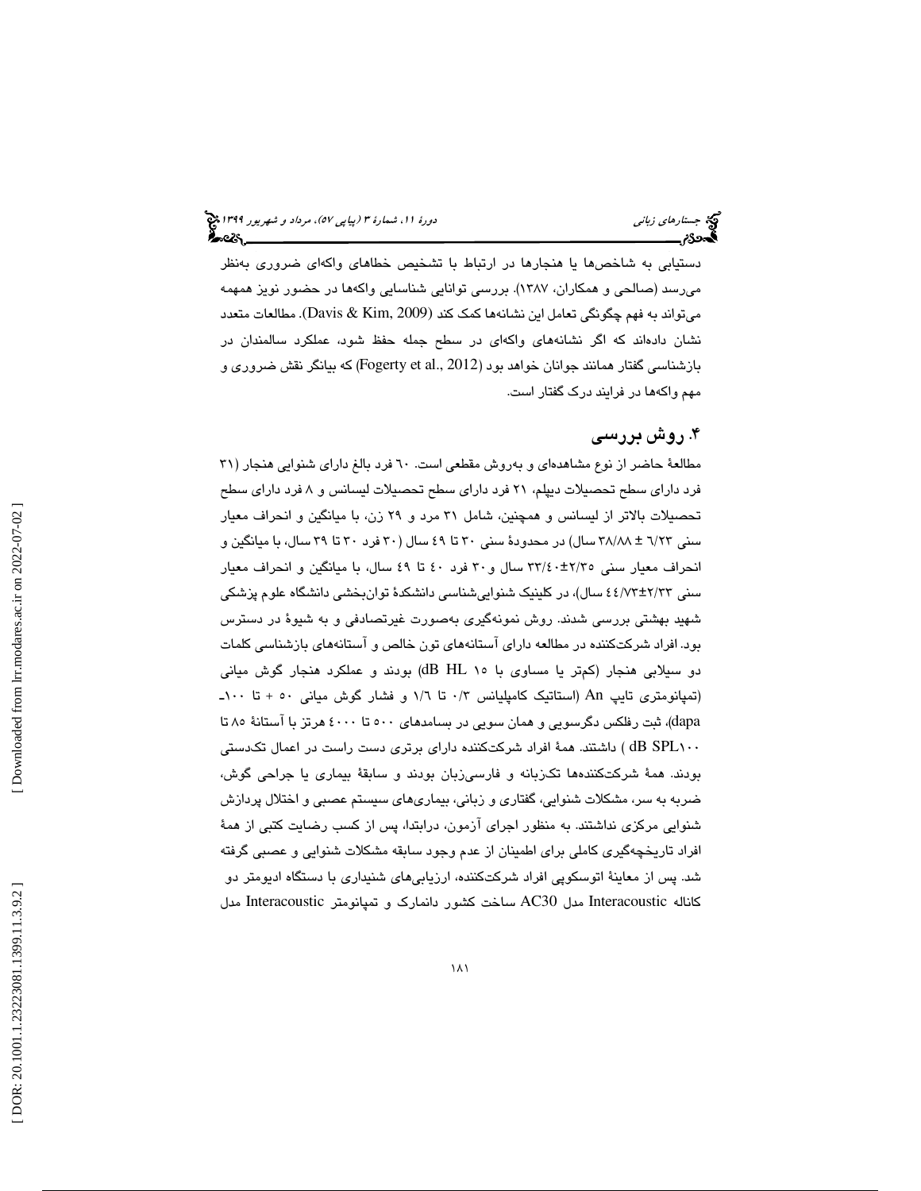دستیابی به شاخص‌ها یا هنجارها در ارتباط با تشخیص خطاهای واکه‌ای ضروری به‌نظر می‌رسد (صالحی و همکاران، ۱۳۸۷). بررسی توانایی شناسایی واکه‌ها در حضور نویز همهمه می‌تواند به فهم چگونگی تعامل این نشانه‌ها کمک کند (Davis & Kim, 2009). مطالعات متعدد نشان داده‌اند که اگر نشانه‌های واکه‌ای در سطح جمله حفظ شود، عملکرد سالمندان در بازشناسی گفتار همانند جوانان خواهد بود (Fogerty et al., 2012) که بیانگر نقش ضروری و مهم واکه‌ها در فرایند درک گفتار است.

## ۴. روش بررسی

مطالعهٔ حاضر از نوع مشاهده‌ای و به‌روش مقطعی است. ٦٠ فرد بالغ دارای شنوایی هنجار (۳۱ فرد دارای سطح تحصیلات دیپلم، ۲۱ فرد دارای سطح تحصیلات لیسانس و ۸ فرد دارای سطح تحصیلات بالاتر از لیسانس و همچنین، شامل ۳۱ مرد و ۲۹ زن، با میانگین و انحراف معیار سنی ٦/٢٣ ± ٣٨/٨٨ سال) در محدودهٔ سنی ۳۰ تا ٤٩ سال (۳۰ فرد ۳۰ تا ۳۹ سال، با میانگین و انحراف معیار سنی ٢/٣٥±٣٣/٤٠ سال و۳۰ فرد ٤٠ تا ٤٩ سال، با میانگین و انحراف معیار سنی ٢/٣٣±٤٤/٧٣ سال)، در کلینیک شنوایی‌شناسی دانشکدهٔ توان‌بخشی دانشگاه علوم پزشکی شهید بهشتی بررسی شدند. روش نمونه‌گیری به‌صورت غیرتصادفی و به شیوهٔ در دسترس بود. افراد شرکت‌کننده در مطالعه دارای آستانه‌های تون خالص و آستانه‌های بازشناسی کلمات دو سیلابی هنجار (کمتر یا مساوی با ۱۵ dB HL) بودند و عملکرد هنجار گوش میانی (تمپانومتری تایپ An (استاتیک کامپلیانس ۰/۳ تا ۱/٦ و فشار گوش میانی ۵۰ + تا ۱۰۰- dapa)، ثبت رفلکس دگرسویی و همان سویی در بسامدهای ۵۰۰ تا ٤٠٠٠ هرتز با آستانهٔ ۸۵ تا dB SPL۱۰۰ ) داشتند. همهٔ افراد شرکت‌کننده دارای برتری دست راست در اعمال تکدستی بودند. همهٔ شرکت‌کننده‌ها تک‌زبانه و فارسی‌زبان بودند و سابقهٔ بیماری یا جراحی گوش، ضربه به سر، مشکلات شنوایی، گفتاری و زبانی، بیماری‌های سیستم عصبی و اختلال پردازش شنوایی مرکزی نداشتند. به منظور اجرای آزمون، درابتدا، پس از کسب رضایت کتبی از همهٔ افراد تاریخچه‌گیری کاملی برای اطمینان از عدم وجود سابقه مشکلات شنوایی و عصبی گرفته شد. پس از معاینهٔ اتوسکوپی افراد شرکت‌کننده، ارزیابی‌های شنیداری با دستگاه ادیومتر دو کاناله Interacoustic مدل AC30 ساخت کشور دانمارک و تمپانومتر Interacoustic مدل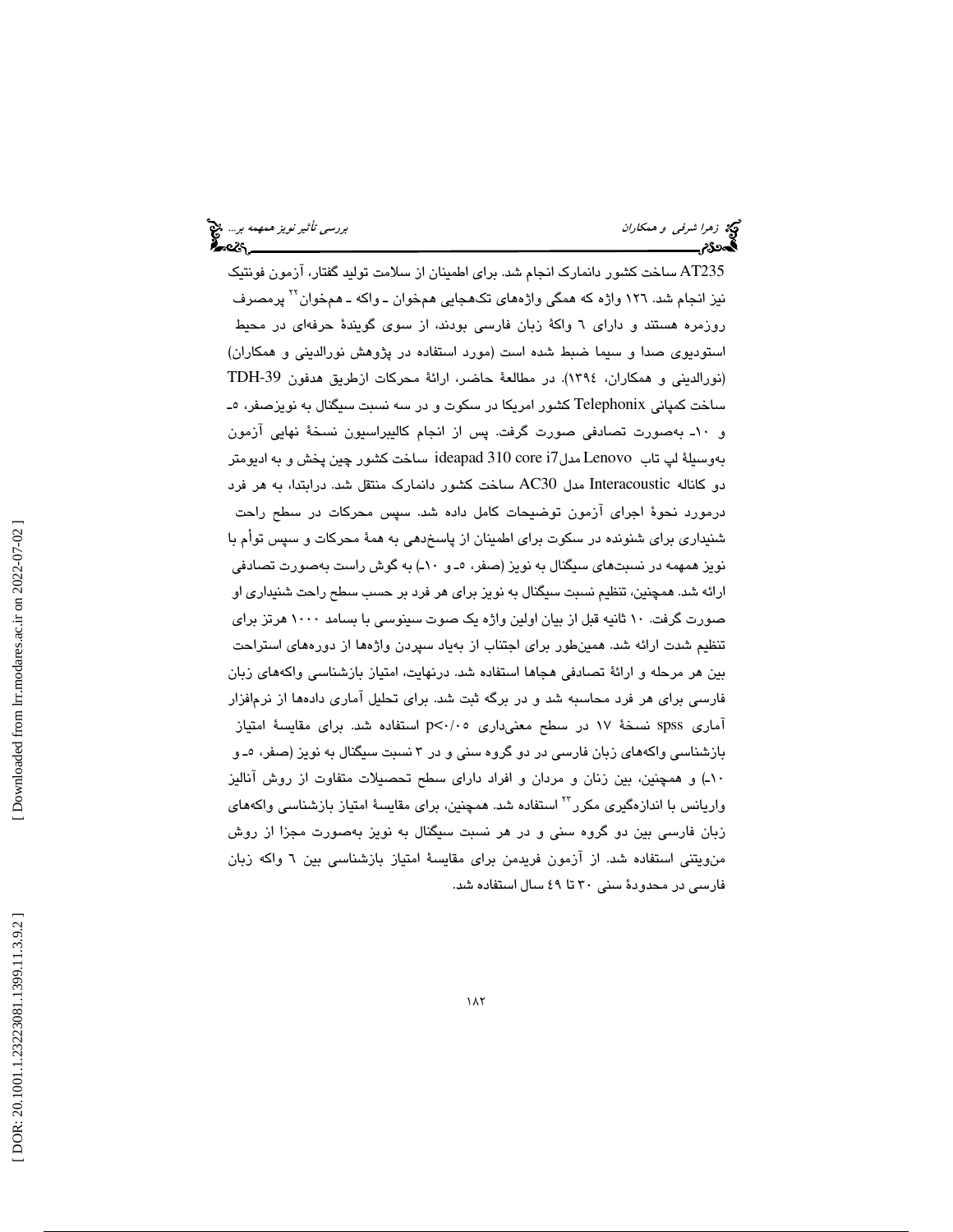AT235 ساخت کشور دانمارک انجام شد. برای اطمینان از سلامت تولید گفتار، آزمون فونتیک نیز انجام شد. ۱۲۶ واژه که همگی واژه‌های تک‌هجایی هم‌خوان ـ واکه ـ هم‌خوان[۲۲] پرمصرف روزمره هستند و دارای ٦ واکهٔ زبان فارسی بودند، از سوی گویندهٔ حرفه‌ای در محیط استودیوی صدا و سیما ضبط شده است (مورد استفاده در پژوهش نورالدینی و همکاران) (نورالدینی و همکاران، ۱۳۹٤). در مطالعهٔ حاضر، ارائهٔ محرکات ازطریق هدفون TDH-39 ساخت کمپانی Telephonix کشور امریکا در سکوت و در سه نسبت سیگنال به نویزصفر، ٥ـ و ۱۰ـ به‌صورت تصادفی صورت گرفت. پس از انجام کالیبراسیون نسخهٔ نهایی آزمون به‌وسیلهٔ لپ تاب Lenovo مدل ideapad 310 core i7 ساخت کشور چین پخش و به ادیومتر دو کاناله Interacoustic مدل AC30 ساخت کشور دانمارک منتقل شد. درابتدا، به هر فرد درمورد نحوهٔ اجرای آزمون توضیحات کامل داده شد. سپس محرکات در سطح راحت شنیداری برای شنونده در سکوت برای اطمینان از پاسخ‌دهی به همهٔ محرکات و سپس توأم با نویز همهمه در نسبت‌های سیگنال به نویز (صفر، ٥ـ و ۱۰ـ) به گوش راست به‌صورت تصادفی ارائه شد. همچنین، تنظیم نسبت سیگنال به نویز برای هر فرد بر حسب سطح راحت شنیداری او صورت گرفت. ۱۰ ثانیه قبل از بیان اولین واژه یک صوت سینوسی با بسامد ۱۰۰۰ هرتز برای تنظیم شدت ارائه شد. همین‌طور برای اجتناب از به‌یاد سپردن واژه‌ها از دوره‌های استراحت بین هر مرحله و ارائهٔ تصادفی هجاها استفاده شد. درنهایت، امتیاز بازشناسی واکه‌های زبان فارسی برای هر فرد محاسبه شد و در برگه ثبت شد. برای تحلیل آماری داده‌ها از نرم‌افزار آماری spss نسخهٔ ۱۷ در سطح معنی‌داری $p<0/05$ استفاده شد. برای مقایسهٔ امتیاز بازشناسی واکه‌های زبان فارسی در دو گروه سنی و در ۳ نسبت سیگنال به نویز (صفر، ٥ـ و ۱۰ـ) و همچنین، بین زنان و مردان و افراد دارای سطح تحصیلات متفاوت از روش آنالیز واریانس با اندازه‌گیری مکرر[۲۳] استفاده شد. همچنین، برای مقایسهٔ امتیاز بازشناسی واکه‌های زبان فارسی بین دو گروه سنی و در هر نسبت سیگنال به نویز به‌صورت مجزا از روش من‌ویتنی استفاده شد. از آزمون فریدمن برای مقایسهٔ امتیاز بازشناسی بین ٦ واکه زبان فارسی در محدودهٔ سنی ۳۰ تا ٤۹ سال استفاده شد.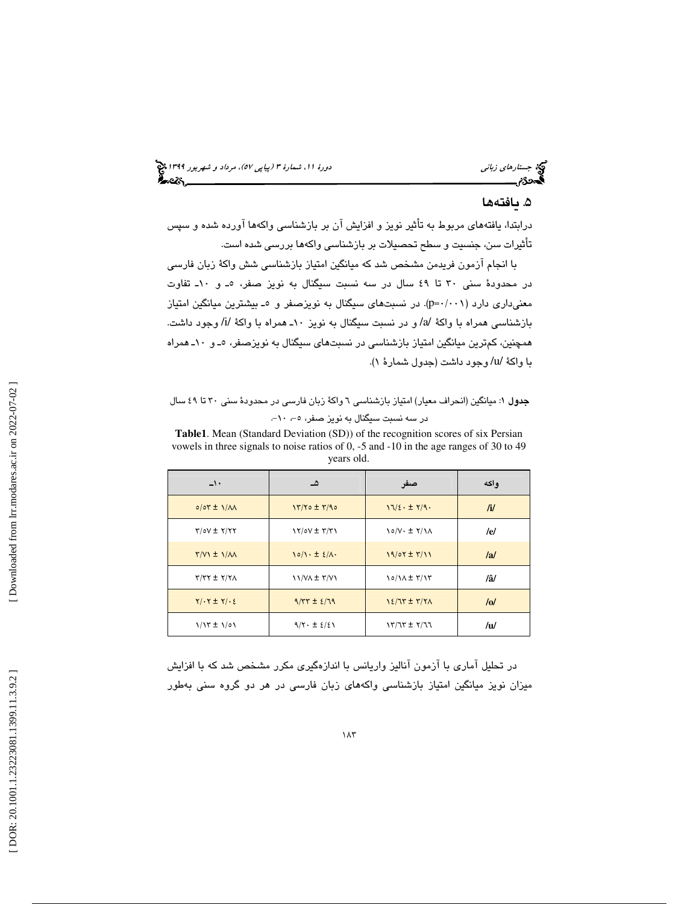## ۵. یافته‌ها

درابتدا، یافته‌های مربوط به تأثیر نویز و افزایش آن بر بازشناسی واکه‌ها آورده شده و سپس تأثیرات سن، جنسیت و سطح تحصیلات بر بازشناسی واکه‌ها بررسی شده است.

با انجام آزمون فریدمن مشخص شد که میانگین امتیاز بازشناسی شش واکهٔ زبان فارسی در محدودهٔ سنی ۳۰ تا ۴۹ سال در سه نسبت سیگنال به نویز صفر، ۵- و ۱۰- تفاوت معنی‌داری دارد (p=۰/۰۰۱). در نسبت‌های سیگنال به نویزصفر و ۵- بیشترین میانگین امتیاز بازشناسی همراه با واکهٔ /a/ و در نسبت سیگنال به نویز ۱۰- همراه با واکهٔ /i/ وجود داشت. همچنین، کم‌ترین میانگین امتیاز بازشناسی در نسبت‌های سیگنال به نویزصفر، ۵- و ۱۰- همراه با واکهٔ /u/ وجود داشت (جدول شمارهٔ ۱).

**جدول ۱:** میانگین (انحراف معیار) امتیاز بازشناسی ۶ واکهٔ زبان فارسی در محدودهٔ سنی ۳۰ تا ۴۹ سال در سه نسبت سیگنال به نویز صفر، ۵-، ۱۰-.

**Table1**. Mean (Standard Deviation (SD)) of the recognition scores of six Persian vowels in three signals to noise ratios of 0, -5 and -10 in the age ranges of 30 to 49 years old.

| واکه | صفر | ۵- | ۱۰- |
|---|---|---|---|
| /i/ | ۱۶/۴۰ ± ۲/۹۰ | ۱۳/۲۵ ± ۳/۹۵ | ۵/۵۳ ± ۱/۸۸ |
| /e/ | ۱۵/۷۰ ± ۲/۱۸ | ۱۲/۵۷ ± ۳/۳۱ | ۳/۵۷ ± ۲/۲۲ |
| /a/ | ۱۹/۵۲ ± ۳/۱۱ | ۱۵/۱۰ ± ۴/۸۰ | ۳/۷۱ ± ۱/۸۸ |
| /â/ | ۱۵/۱۸ ± ۳/۱۳ | ۱۱/۷۸ ± ۳/۷۱ | ۳/۳۲ ± ۲/۲۸ |
| /o/ | ۱۴/۶۳ ± ۳/۲۸ | ۹/۳۳ ± ۴/۶۹ | ۲/۰۲ ± ۲/۰۴ |
| /u/ | ۱۳/۶۳ ± ۲/۶۶ | ۹/۲۰ ± ۴/۴۱ | ۱/۱۳ ± ۱/۵۱ |

در تحلیل آماری با آزمون آنالیز واریانس با اندازه‌گیری مکرر مشخص شد که با افزایش میزان نویز میانگین امتیاز بازشناسی واکه‌های زبان فارسی در هر دو گروه سنی به‌طور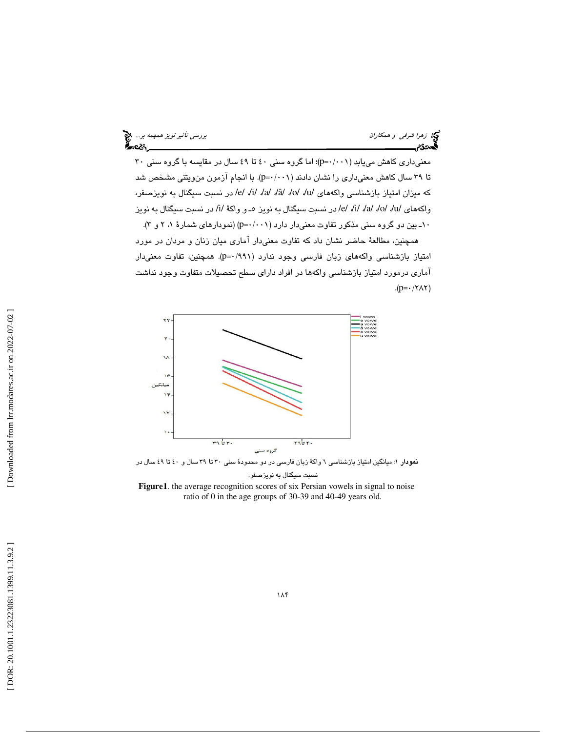معنی‌داری کاهش می‌یابد (p=۰/۰۰۱)؛ اما گروه سنی ۴۰ تا ۴۹ سال در مقایسه با گروه سنی ۳۰ تا ۳۹ سال کاهش معنی‌داری را نشان دادند (p=۰/۰۰۱). با انجام آزمون من‌ویتنی مشخص شد که میزان امتیاز بازشناسی واکه‌های /u/، /o/، /â/، /a/، /i/، /e/ در نسبت سیگنال به نویزصفر، واکه‌های /u/، /o/، /a/، /i/، /e/ در نسبت سیگنال به نویز ۵ـ و واکهٔ /i/ در نسبت سیگنال به نویز ۱۰ـ بین دو گروه سنی مذکور تفاوت معنی‌دار دارد (p=۰/۰۰۱) (نمودارهای شمارهٔ ۱، ۲ و ۳).

همچنین، مطالعهٔ حاضر نشان داد که تفاوت معنی‌دار آماری میان زنان و مردان در مورد امتیاز بازشناسی واکه‌های زبان فارسی وجود ندارد (p=۰/۹۹۱). همچنین، تفاوت معنی‌دار آماری درمورد امتیاز بازشناسی واکه‌ها در افراد دارای سطح تحصیلات متفاوت وجود نداشت (p=۰/۲۸۲).

**نمودار** ۱: میانگین امتیاز بازشناسی ٦ واکهٔ زبان فارسی در دو محدودهٔ سنی ۳۰ تا ۳۹ سال و ۴۰ تا ٤٩ سال در نسبت سیگنال به نویزصفر.

**Figure1**. the average recognition scores of six Persian vowels in signal to noise ratio of 0 in the age groups of 30-39 and 40-49 years old.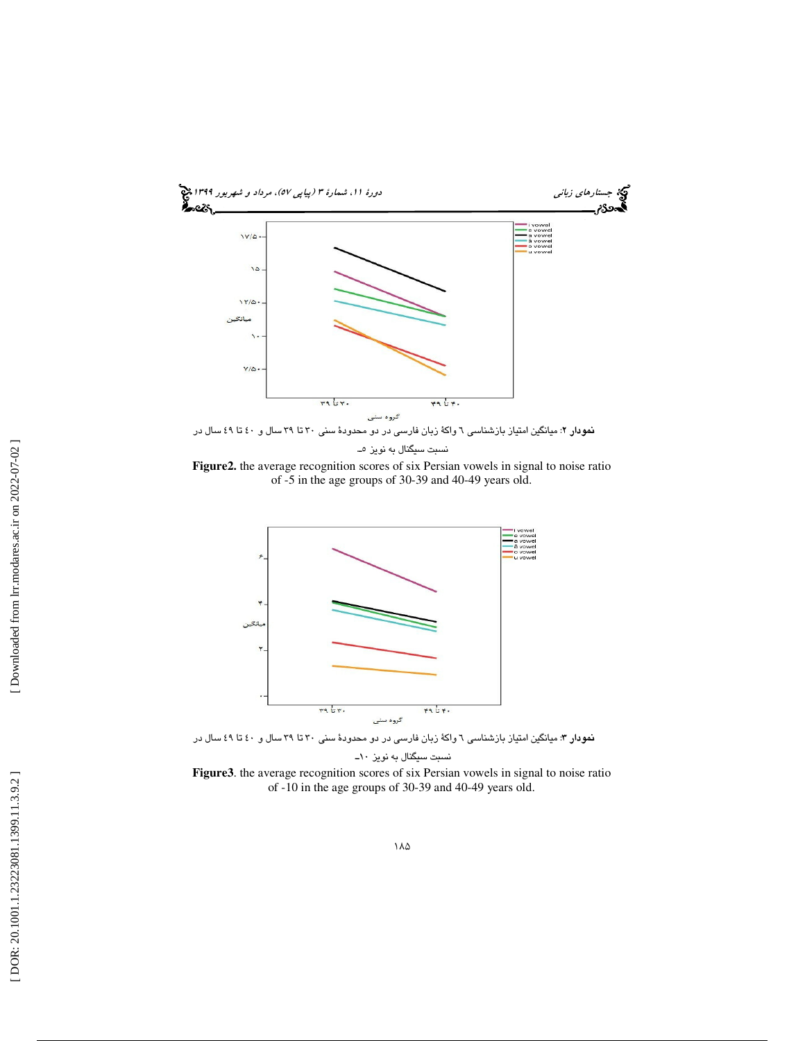نمودار ۲: میانگین امتیاز بازشناسی ٦ واکهٔ زبان فارسی در دو محدودهٔ سنی ۳۰ تا ۳۹ سال و ٤٠ تا ٤٩ سال در نسبت سیگنال به نویز ۵ـ

**Figure2.** the average recognition scores of six Persian vowels in signal to noise ratio of -5 in the age groups of 30-39 and 40-49 years old.

نمودار ۳: میانگین امتیاز بازشناسی ٦ واکهٔ زبان فارسی در دو محدودهٔ سنی ۳۰ تا ۳۹ سال و ٤٠ تا ٤٩ سال در نسبت سیگنال به نویز ۱۰ـ

**Figure3**. the average recognition scores of six Persian vowels in signal to noise ratio of -10 in the age groups of 30-39 and 40-49 years old.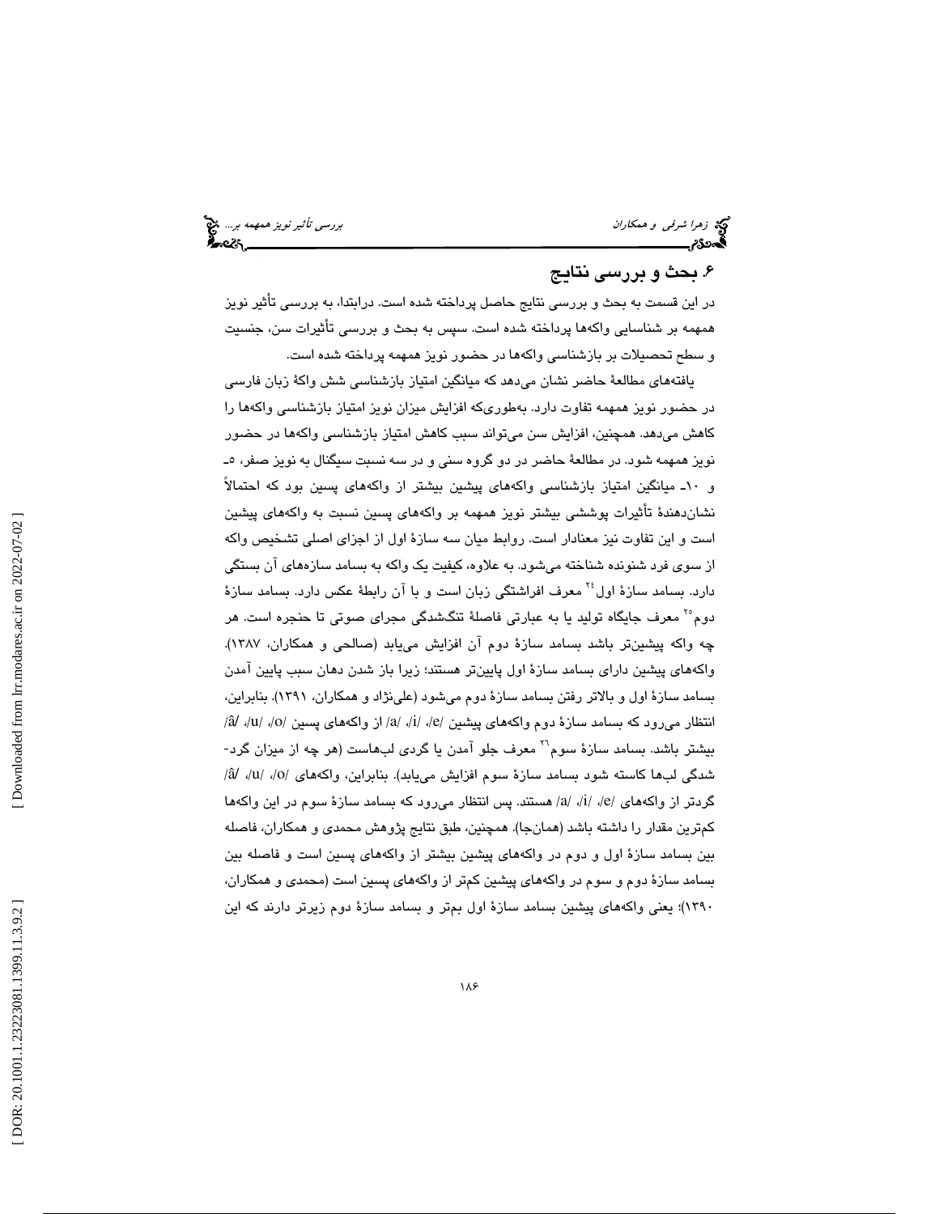## ۶. بحث و بررسی نتایج

در این قسمت به بحث و بررسی نتایج حاصل پرداخته شده است. درابتدا، به بررسی تأثیر نویز همهمه بر شناسایی واکه‌ها پرداخته شده است. سپس به بحث و بررسی تأثیرات سن، جنسیت و سطح تحصیلات بر بازشناسی واکه‌ها در حضور نویز همهمه پرداخته شده است.

یافته‌های مطالعهٔ حاضر نشان می‌دهد که میانگین امتیاز بازشناسی شش واکهٔ زبان فارسی در حضور نویز همهمه تفاوت دارد. به‌طوری‌که افزایش میزان نویز امتیاز بازشناسی واکه‌ها را کاهش می‌دهد. همچنین، افزایش سن می‌تواند سبب کاهش امتیاز بازشناسی واکه‌ها در حضور نویز همهمه شود. در مطالعهٔ حاضر در دو گروه سنی و در سه نسبت سیگنال به نویز صفر، ۵- و ۱۰- میانگین امتیاز بازشناسی واکه‌های پیشین بیشتر از واکه‌های پسین بود که احتمالاً نشان‌دهندهٔ تأثیرات پوششی بیشتر نویز همهمه بر واکه‌های پسین نسبت به واکه‌های پیشین است و این تفاوت نیز معنادار است. روابط میان سه سازهٔ اول از اجزای اصلی تشخیص واکه از سوی فرد شنونده شناخته می‌شود. به علاوه، کیفیت یک واکه به بسامد سازه‌های آن بستگی دارد. بسامد سازهٔ اول[24] معرف افراشتگی زبان است و با آن رابطهٔ عکس دارد. بسامد سازهٔ دوم[25] معرف جایگاه تولید یا به عبارتی فاصلهٔ تنگشدگی مجرای صوتی تا حنجره است. هر چه واکه پیشین‌تر باشد بسامد سازهٔ دوم آن افزایش می‌یابد (صالحی و همکاران، ۱۳۸۷). واکه‌های پیشین دارای بسامد سازهٔ اول پایین‌تر هستند؛ زیرا باز شدن دهان سبب پایین آمدن بسامد سازهٔ اول و بالاتر رفتن بسامد سازهٔ دوم می‌شود (علی‌نژاد و همکاران، ۱۳۹۱). بنابراین، انتظار می‌رود که بسامد سازهٔ دوم واکه‌های پیشین /e/، /i/، /a/ از واکه‌های پسین /o/، /u/، /â/ بیشتر باشد. بسامد سازهٔ سوم[26] معرف جلو آمدن یا گردی لب‌هاست (هر چه از میزان گرد-شدگی لب‌ها کاسته شود بسامد سازهٔ سوم افزایش می‌یابد). بنابراین، واکه‌های /o/، /u/، /â/ گردتر از واکه‌های /e/، /i/، /a/ هستند. پس انتظار می‌رود که بسامد سازهٔ سوم در این واکه‌ها کم‌ترین مقدار را داشته باشد (همان‌جا). همچنین، طبق نتایج پژوهش محمدی و همکاران، فاصله بین بسامد سازهٔ اول و دوم در واکه‌های پیشین بیشتر از واکه‌های پسین است و فاصله بین بسامد سازهٔ دوم و سوم در واکه‌های پیشین کم‌تر از واکه‌های پسین است (محمدی و همکاران، ۱۳۹۰)؛ یعنی واکه‌های پیشین بسامد سازهٔ اول بم‌تر و بسامد سازهٔ دوم زیرتر دارند که این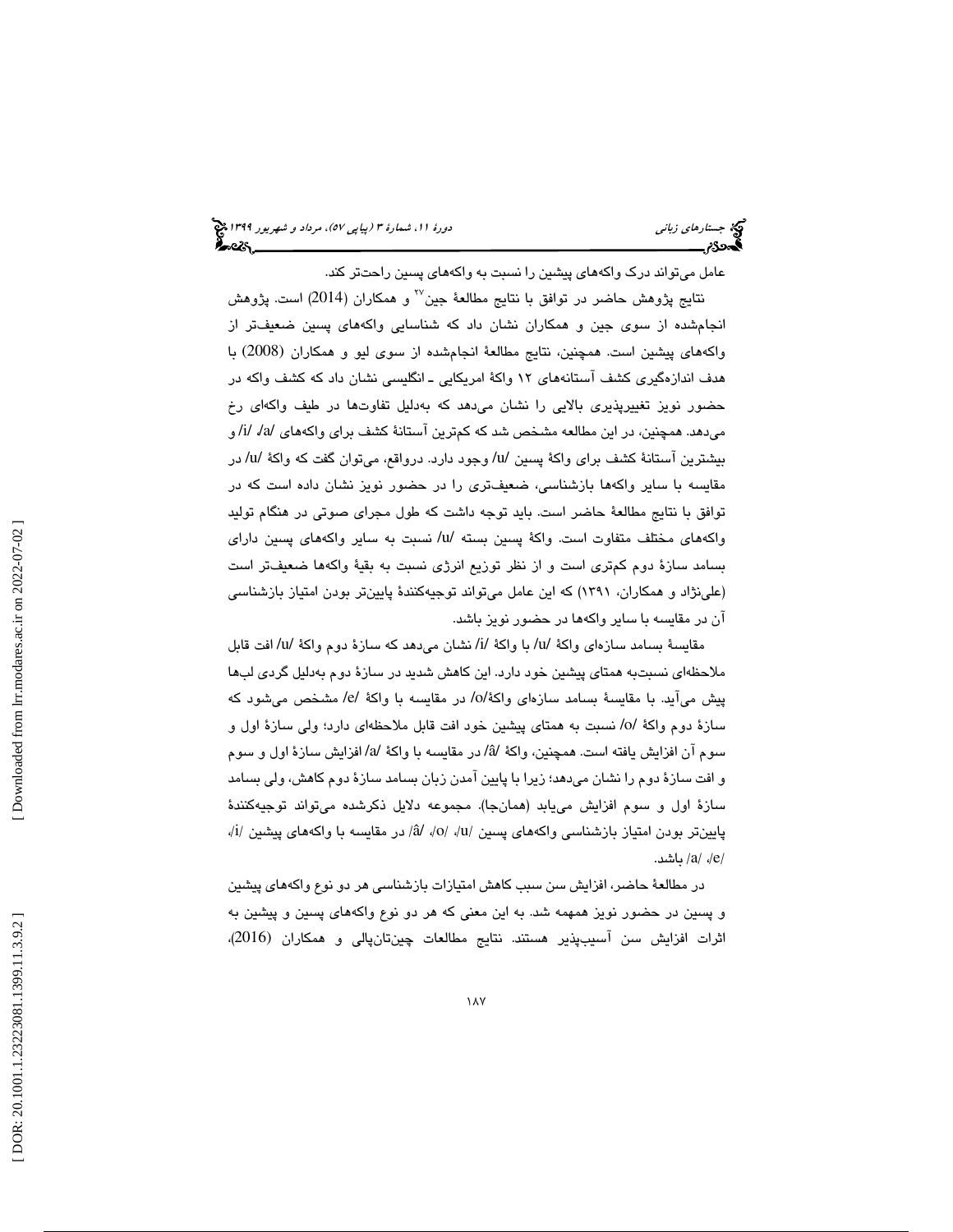عامل می‌تواند درک واکه‌های پیشین را نسبت به واکه‌های پسین راحت‌تر کند.

نتایج پژوهش حاضر در توافق با نتایج مطالعهٔ جین[27] و همکاران (2014) است. پژوهش انجام‌شده از سوی جین و همکاران نشان داد که شناسایی واکه‌های پسین ضعیف‌تر از واکه‌های پیشین است. همچنین، نتایج مطالعهٔ انجام‌شده از سوی لیو و همکاران (2008) با هدف اندازه‌گیری کشف آستانه‌های ۱۲ واکهٔ امریکایی ـ انگلیسی نشان داد که کشف واکه در حضور نویز تغییرپذیری بالایی را نشان می‌دهد که به‌دلیل تفاوت‌ها در طیف واکه‌ای رخ می‌دهد. همچنین، در این مطالعه مشخص شد که کم‌ترین آستانهٔ کشف برای واکه‌های /a/، /i/ و بیشترین آستانهٔ کشف برای واکهٔ پسین /u/ وجود دارد. درواقع، می‌توان گفت که واکهٔ /u/ در مقایسه با سایر واکه‌ها بازشناسی، ضعیف‌تری را در حضور نویز نشان داده است که در توافق با نتایج مطالعهٔ حاضر است. باید توجه داشت که طول مجرای صوتی در هنگام تولید واکه‌های مختلف متفاوت است. واکهٔ پسین بسته /u/ نسبت به سایر واکه‌های پسین دارای بسامد سازهٔ دوم کم‌تری است و از نظر توزیع انرژی نسبت به بقیهٔ واکه‌ها ضعیف‌تر است (علی‌نژاد و همکاران، ۱۳۹۱) که این عامل می‌تواند توجیه‌کنندهٔ پایین‌تر بودن امتیاز بازشناسی آن در مقایسه با سایر واکه‌ها در حضور نویز باشد.

مقایسهٔ بسامد سازه‌ای واکهٔ /u/ با واکهٔ /i/ نشان می‌دهد که سازهٔ دوم واکهٔ /u/ افت قابل ملاحظه‌ای نسبت‌به همتای پیشین خود دارد. این کاهش شدید در سازهٔ دوم به‌دلیل گردی لب‌ها پیش می‌آید. با مقایسهٔ بسامد سازه‌ای واکهٔ/o/ در مقایسه با واکهٔ /e/ مشخص می‌شود که سازهٔ دوم واکهٔ /o/ نسبت به همتای پیشین خود افت قابل ملاحظه‌ای دارد؛ ولی سازهٔ اول و سوم آن افزایش یافته است. همچنین، واکهٔ /â/ در مقایسه با واکهٔ /a/ افزایش سازهٔ اول و سوم و افت سازهٔ دوم را نشان می‌دهد؛ زیرا با پایین آمدن زبان بسامد سازهٔ دوم کاهش، ولی بسامد سازهٔ اول و سوم افزایش می‌یابد (همان‌جا). مجموعه دلایل ذکرشده می‌تواند توجیه‌کنندهٔ پایین‌تر بودن امتیاز بازشناسی واکه‌های پسین /u/، /o/، /â/ در مقایسه با واکه‌های پیشین /i/، /e/، /a/ باشد.

در مطالعهٔ حاضر، افزایش سن سبب کاهش امتیازات بازشناسی هر دو نوع واکه‌های پیشین و پسین در حضور نویز همهمه شد. به این معنی که هر دو نوع واکه‌های پسین و پیشین به اثرات افزایش سن آسیب‌پذیر هستند. نتایج مطالعات چین‌تان‌پالی و همکاران (2016)،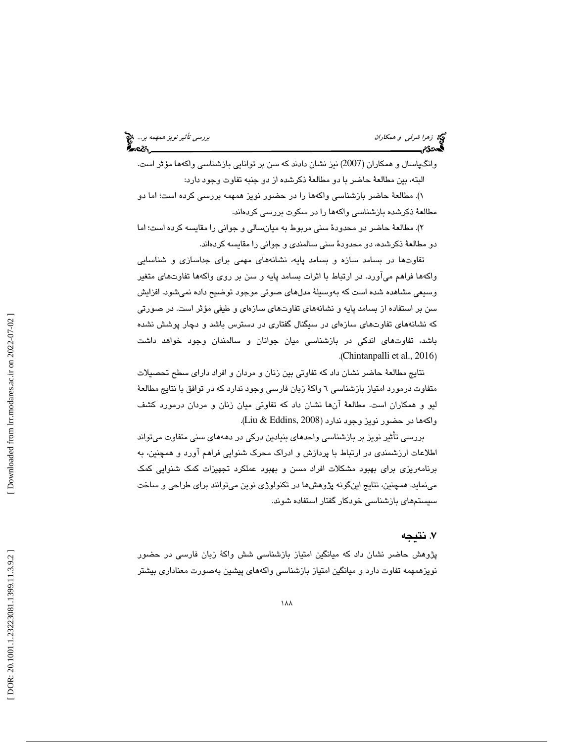وانگ‌پاسال و همکاران (2007) نیز نشان دادند که سن بر توانایی بازشناسی واکه‌ها مؤثر است. البته، بین مطالعهٔ حاضر با دو مطالعهٔ ذکرشده از دو جنبه تفاوت وجود دارد:

۱). مطالعهٔ حاضر بازشناسی واکه‌ها را در حضور نویز همهمه بررسی کرده است؛ اما دو مطالعهٔ ذکرشده بازشناسی واکه‌ها را در سکوت بررسی کرده‌اند.

۲). مطالعهٔ حاضر دو محدودهٔ سنی مربوط به میان‌سالی و جوانی را مقایسه کرده است؛ اما دو مطالعهٔ ذکرشده، دو محدودهٔ سنی سالمندی و جوانی را مقایسه کرده‌اند.

تفاوت‌ها در بسامد سازه و بسامد پایه، نشانه‌های مهمی برای جداسازی و شناسایی واکه‌ها فراهم می‌آورد. در ارتباط با اثرات بسامد پایه و سن بر روی واکه‌ها تفاوت‌های متغیر وسیعی مشاهده شده است که به‌وسیلهٔ مدل‌های صوتی موجود توضیح داده نمی‌شود. افزایش سن بر استفاده از بسامد پایه و نشانه‌های تفاوت‌های سازه‌ای و طیفی مؤثر است. در صورتی که نشانه‌های تفاوت‌های سازه‌ای در سیگنال گفتاری در دسترس باشد و دچار پوشش نشده باشد، تفاوت‌های اندکی در بازشناسی میان جوانان و سالمندان وجود خواهد داشت (Chintanpalli et al., 2016).

نتایج مطالعهٔ حاضر نشان داد که تفاوتی بین زنان و مردان و افراد دارای سطح تحصیلات متفاوت درمورد امتیاز بازشناسی ٦ واکهٔ زبان فارسی وجود ندارد که در توافق با نتایج مطالعهٔ لیو و همکاران است. مطالعهٔ آن‌ها نشان داد که تفاوتی میان زنان و مردان درمورد کشف واکه‌ها در حضور نویز وجود ندارد (Liu & Eddins, 2008).

بررسی تأثیر نویز بر بازشناسی واحدهای بنیادین درکی در دهه‌های سنی متفاوت می‌تواند اطلاعات ارزشمندی در ارتباط با پردازش و ادراک محرک شنوایی فراهم آورد و همچنین، به برنامه‌ریزی برای بهبود مشکلات افراد مسن و بهبود عملکرد تجهیزات کمک شنوایی کمک می‌نماید. همچنین، نتایج این‌گونه پژوهش‌ها در تکنولوژی نوین می‌توانند برای طراحی و ساخت سیستم‌های بازشناسی خودکار گفتار استفاده شوند.

## ۷. نتیجه

پژوهش حاضر نشان داد که میانگین امتیاز بازشناسی شش واکهٔ زبان فارسی در حضور نویزهمهمه تفاوت دارد و میانگین امتیاز بازشناسی واکه‌های پیشین به‌صورت معناداری بیشتر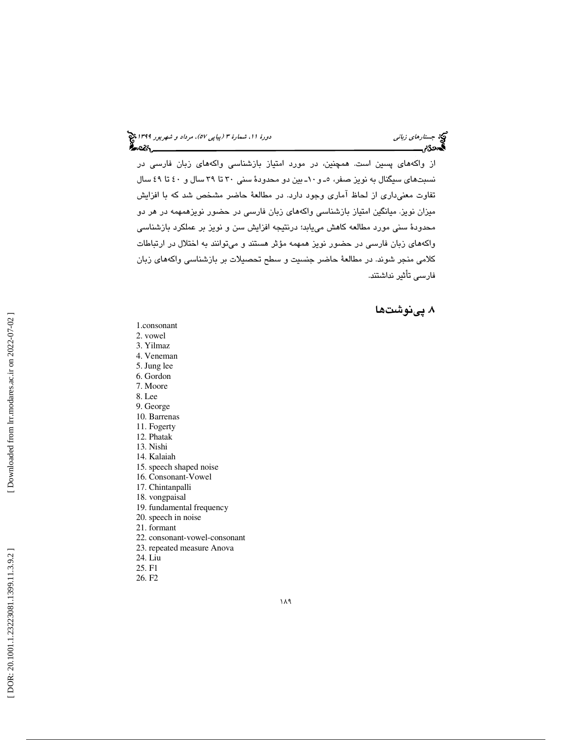از واکه‌های پسین است. همچنین، در مورد امتیاز بازشناسی واکه‌های زبان فارسی در نسبت‌های سیگنال به نویز صفر، ۵ـ و ۱۰ـ بین دو محدودهٔ سنی ۳۰ تا ۳۹ سال و ٤٠ تا ٤٩ سال تفاوت معنی‌داری از لحاظ آماری وجود دارد. در مطالعهٔ حاضر مشخص شد که با افزایش میزان نویز، میانگین امتیاز بازشناسی واکه‌های زبان فارسی در حضور نویزهمهمه در هر دو محدودهٔ سنی مورد مطالعه کاهش می‌یابد؛ درنتیجه افزایش سن و نویز بر عملکرد بازشناسی واکه‌های زبان فارسی در حضور نویز همهمه مؤثر هستند و می‌توانند به اختلال در ارتباطات کلامی منجر شوند. در مطالعهٔ حاضر جنسیت و سطح تحصیلات بر بازشناسی واکه‌های زبان فارسی تأثیر نداشتند.

## ۸. پی‌نوشت‌ها

1.consonant
2. vowel
3. Yilmaz
4. Veneman
5. Jung lee
6. Gordon
7. Moore
8. Lee
9. George
10. Barrenas
11. Fogerty
12. Phatak
13. Nishi
14. Kalaiah
15. speech shaped noise
16. Consonant-Vowel
17. Chintanpalli
18. vongpaisal
19. fundamental frequency
20. speech in noise
21. formant
22. consonant-vowel-consonant
23. repeated measure Anova
24. Liu
25. F1
26. F2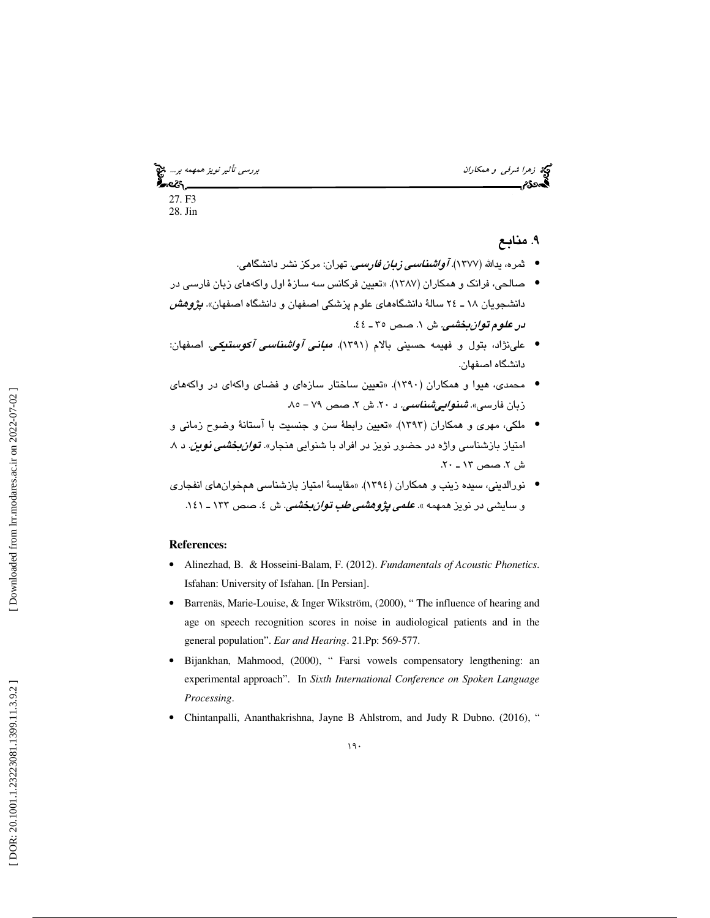27. F3
28. Jin

## ۹. منابع

- ثمره، یدالله (۱۳۷۷). ***آواشناسی زبان فارسی***. تهران: مرکز نشر دانشگاهی.
- صالحی، فرانک و همکاران (۱۳۸۷). «تعیین فرکانس سه سازهٔ اول واکه‌های زبان فارسی در دانشجویان ۱۸ ـ ۲٤ سالهٔ دانشگاه‌های علوم پزشکی اصفهان و دانشگاه اصفهان». ***پژوهش در علوم توان‌بخشی***. ش ۱. صص ۳۵ ـ ٤٤.
- علی‌نژاد، بتول و فهیمه حسینی بالام (۱۳۹۱). ***مبانی آواشناسی آکوستیکی***. اصفهان: دانشگاه اصفهان.
- محمدی، هیوا و همکاران (۱۳۹۰). «تعیین ساختار سازه‌ای و فضای واکه‌ای در واکه‌های زبان فارسی». ***شنوایی‌شناسی***. د ۲۰. ش ۲. صص ۷۹ – ۸۵.
- ملکی، مهری و همکاران (۱۳۹۳). «تعیین رابطهٔ سن و جنسیت با آستانهٔ وضوح زمانی و امتیاز بازشناسی واژه در حضور نویز در افراد با شنوایی هنجار». ***توان‌بخشی نوین***. د ۸. ش ۲. صص ۱۳ ـ ۲۰.
- نورالدینی، سیده زینب و همکاران (۱۳۹٤). «مقایسهٔ امتیاز بازشناسی هم‌خوان‌های انفجاری و سایشی در نویز همهمه ». ***علمی پژوهشی طب توان‌بخشی***. ش ٤. صص ۱۳۳ ـ ۱٤۱.

**References:**

- Alinezhad, B. & Hosseini-Balam, F. (2012). *Fundamentals of Acoustic Phonetics*. Isfahan: University of Isfahan. [In Persian].
- Barrenäs, Marie-Louise, & Inger Wikström, (2000), " The influence of hearing and age on speech recognition scores in noise in audiological patients and in the general population". *Ear and Hearing*. 21.Pp: 569-577.
- Bijankhan, Mahmood, (2000), " Farsi vowels compensatory lengthening: an experimental approach". In *Sixth International Conference on Spoken Language Processing*.
- Chintanpalli, Ananthakrishna, Jayne B Ahlstrom, and Judy R Dubno. (2016), "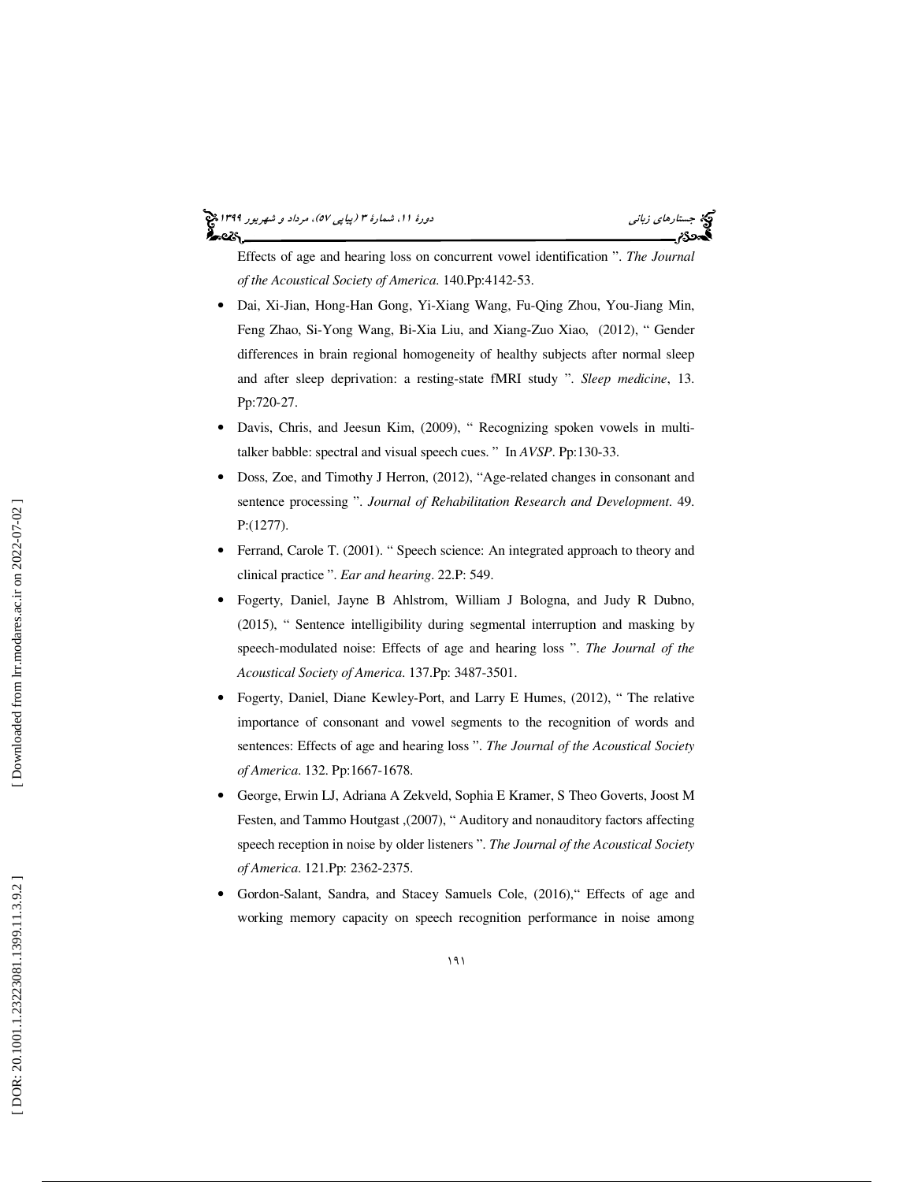Effects of age and hearing loss on concurrent vowel identification ". *The Journal of the Acoustical Society of America*. 140.Pp:4142-53.

- Dai, Xi-Jian, Hong-Han Gong, Yi-Xiang Wang, Fu-Qing Zhou, You-Jiang Min, Feng Zhao, Si-Yong Wang, Bi-Xia Liu, and Xiang-Zuo Xiao, (2012), " Gender differences in brain regional homogeneity of healthy subjects after normal sleep and after sleep deprivation: a resting-state fMRI study ". *Sleep medicine*, 13. Pp:720-27.
- Davis, Chris, and Jeesun Kim, (2009), " Recognizing spoken vowels in multi-talker babble: spectral and visual speech cues. " In *AVSP*. Pp:130-33.
- Doss, Zoe, and Timothy J Herron, (2012), "Age-related changes in consonant and sentence processing ". *Journal of Rehabilitation Research and Development*. 49. P:(1277).
- Ferrand, Carole T. (2001). " Speech science: An integrated approach to theory and clinical practice ". *Ear and hearing*. 22.P: 549.
- Fogerty, Daniel, Jayne B Ahlstrom, William J Bologna, and Judy R Dubno, (2015), " Sentence intelligibility during segmental interruption and masking by speech-modulated noise: Effects of age and hearing loss ". *The Journal of the Acoustical Society of America*. 137.Pp: 3487-3501.
- Fogerty, Daniel, Diane Kewley-Port, and Larry E Humes, (2012), " The relative importance of consonant and vowel segments to the recognition of words and sentences: Effects of age and hearing loss ". *The Journal of the Acoustical Society of America*. 132. Pp:1667-1678.
- George, Erwin LJ, Adriana A Zekveld, Sophia E Kramer, S Theo Goverts, Joost M Festen, and Tammo Houtgast ,(2007), " Auditory and nonauditory factors affecting speech reception in noise by older listeners ". *The Journal of the Acoustical Society of America*. 121.Pp: 2362-2375.
- Gordon-Salant, Sandra, and Stacey Samuels Cole, (2016)," Effects of age and working memory capacity on speech recognition performance in noise among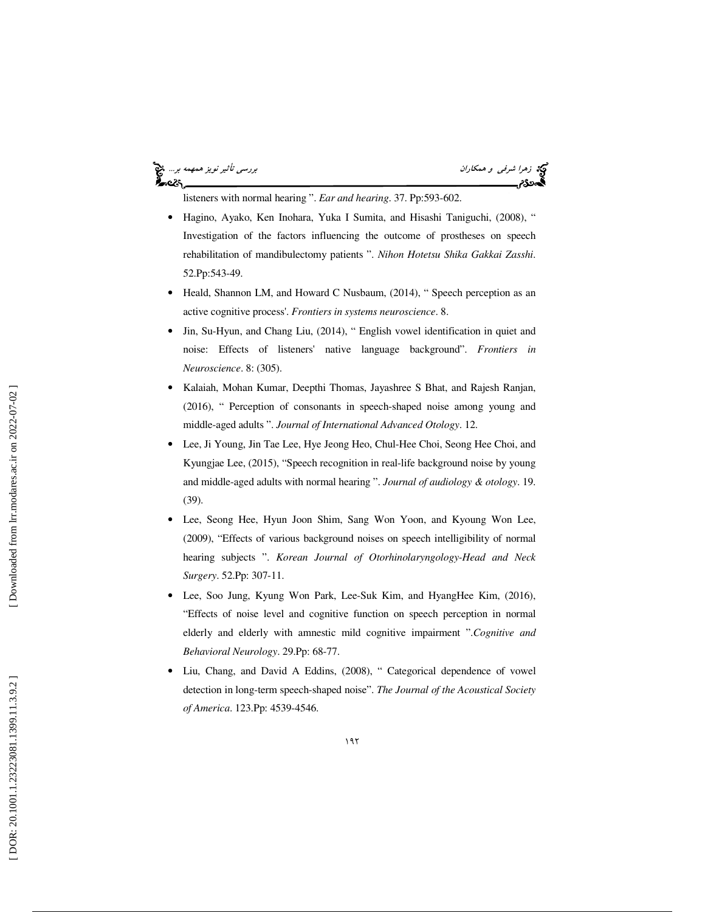listeners with normal hearing ". *Ear and hearing*. 37. Pp:593-602.

- Hagino, Ayako, Ken Inohara, Yuka I Sumita, and Hisashi Taniguchi, (2008), " Investigation of the factors influencing the outcome of prostheses on speech rehabilitation of mandibulectomy patients ". *Nihon Hotetsu Shika Gakkai Zasshi*. 52.Pp:543-49.
- Heald, Shannon LM, and Howard C Nusbaum, (2014), " Speech perception as an active cognitive process'. *Frontiers in systems neuroscience*. 8.
- Jin, Su-Hyun, and Chang Liu, (2014), " English vowel identification in quiet and noise: Effects of listeners' native language background". *Frontiers in Neuroscience*. 8: (305).
- Kalaiah, Mohan Kumar, Deepthi Thomas, Jayashree S Bhat, and Rajesh Ranjan, (2016), " Perception of consonants in speech-shaped noise among young and middle-aged adults ". *Journal of International Advanced Otology*. 12.
- Lee, Ji Young, Jin Tae Lee, Hye Jeong Heo, Chul-Hee Choi, Seong Hee Choi, and Kyungjae Lee, (2015), "Speech recognition in real-life background noise by young and middle-aged adults with normal hearing ". *Journal of audiology & otology*. 19. (39).
- Lee, Seong Hee, Hyun Joon Shim, Sang Won Yoon, and Kyoung Won Lee, (2009), "Effects of various background noises on speech intelligibility of normal hearing subjects ". *Korean Journal of Otorhinolaryngology-Head and Neck Surgery*. 52.Pp: 307-11.
- Lee, Soo Jung, Kyung Won Park, Lee-Suk Kim, and HyangHee Kim, (2016), "Effects of noise level and cognitive function on speech perception in normal elderly and elderly with amnestic mild cognitive impairment ".*Cognitive and Behavioral Neurology*. 29.Pp: 68-77.
- Liu, Chang, and David A Eddins, (2008), " Categorical dependence of vowel detection in long-term speech-shaped noise". *The Journal of the Acoustical Society of America*. 123.Pp: 4539-4546.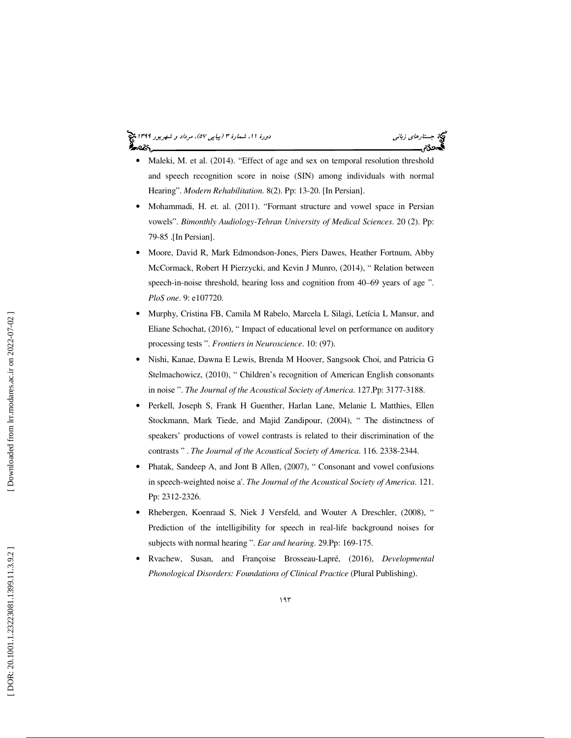- Maleki, M. et al. (2014). "Effect of age and sex on temporal resolution threshold and speech recognition score in noise (SIN) among individuals with normal Hearing". *Modern Rehabilitation*. 8(2). Pp: 13-20. [In Persian].
- Mohammadi, H. et. al. (2011). "Formant structure and vowel space in Persian vowels". *Bimonthly Audiology-Tehran University of Medical Sciences*. 20 (2). Pp: 79-85 .[In Persian].
- Moore, David R, Mark Edmondson-Jones, Piers Dawes, Heather Fortnum, Abby McCormack, Robert H Pierzycki, and Kevin J Munro, (2014), " Relation between speech-in-noise threshold, hearing loss and cognition from 40–69 years of age ". *PloS one*. 9: e107720.
- Murphy, Cristina FB, Camila M Rabelo, Marcela L Silagi, Letícia L Mansur, and Eliane Schochat, (2016), " Impact of educational level on performance on auditory processing tests ". *Frontiers in Neuroscience*. 10: (97).
- Nishi, Kanae, Dawna E Lewis, Brenda M Hoover, Sangsook Choi, and Patricia G Stelmachowicz, (2010), " Children's recognition of American English consonants in noise ". *The Journal of the Acoustical Society of America*. 127.Pp: 3177-3188.
- Perkell, Joseph S, Frank H Guenther, Harlan Lane, Melanie L Matthies, Ellen Stockmann, Mark Tiede, and Majid Zandipour, (2004), " The distinctness of speakers' productions of vowel contrasts is related to their discrimination of the contrasts " . *The Journal of the Acoustical Society of America*. 116. 2338-2344.
- Phatak, Sandeep A, and Jont B Allen, (2007), " Consonant and vowel confusions in speech-weighted noise a'. *The Journal of the Acoustical Society of America*. 121. Pp: 2312-2326.
- Rhebergen, Koenraad S, Niek J Versfeld, and Wouter A Dreschler, (2008), " Prediction of the intelligibility for speech in real-life background noises for subjects with normal hearing ". *Ear and hearing*. 29.Pp: 169-175.
- Rvachew, Susan, and Françoise Brosseau-Lapré, (2016), *Developmental Phonological Disorders: Foundations of Clinical Practice* (Plural Publishing).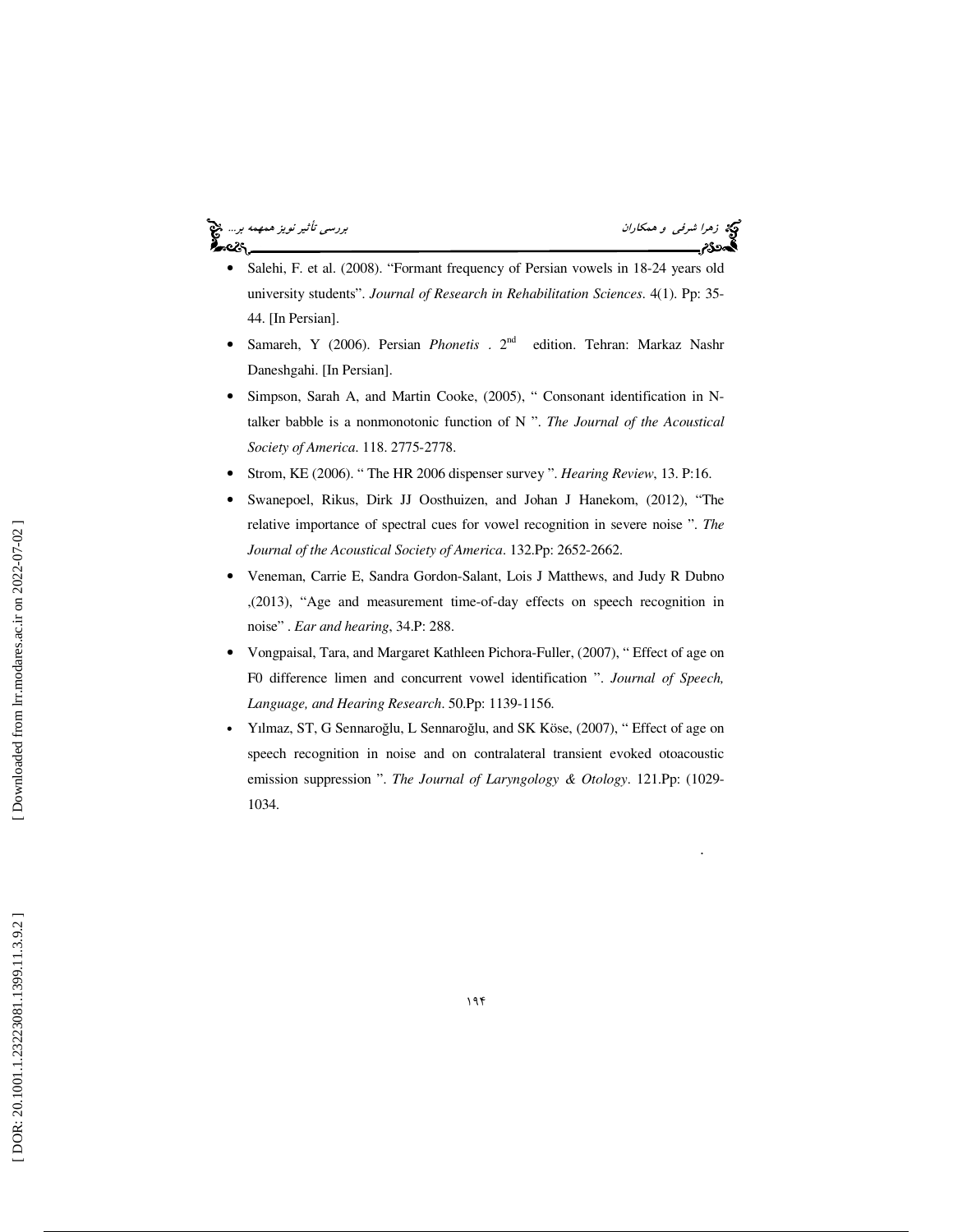- Salehi, F. et al. (2008). "Formant frequency of Persian vowels in 18-24 years old university students". *Journal of Research in Rehabilitation Sciences*. 4(1). Pp: 35-44. [In Persian].
- Samareh, Y (2006). Persian *Phonetis* . 2nd edition. Tehran: Markaz Nashr Daneshgahi. [In Persian].
- Simpson, Sarah A, and Martin Cooke, (2005), " Consonant identification in N-talker babble is a nonmonotonic function of N ". *The Journal of the Acoustical Society of America*. 118. 2775-2778.
- Strom, KE (2006). " The HR 2006 dispenser survey ". *Hearing Review*, 13. P:16.
- Swanepoel, Rikus, Dirk JJ Oosthuizen, and Johan J Hanekom, (2012), "The relative importance of spectral cues for vowel recognition in severe noise ". *The Journal of the Acoustical Society of America*. 132.Pp: 2652-2662.
- Veneman, Carrie E, Sandra Gordon-Salant, Lois J Matthews, and Judy R Dubno ,(2013), "Age and measurement time-of-day effects on speech recognition in noise" . *Ear and hearing*, 34.P: 288.
- Vongpaisal, Tara, and Margaret Kathleen Pichora-Fuller, (2007), " Effect of age on F0 difference limen and concurrent vowel identification ". *Journal of Speech, Language, and Hearing Research*. 50.Pp: 1139-1156.
- Yılmaz, ST, G Sennaroğlu, L Sennaroğlu, and SK Köse, (2007), " Effect of age on speech recognition in noise and on contralateral transient evoked otoacoustic emission suppression ". *The Journal of Laryngology & Otology*. 121.Pp: (1029-1034.